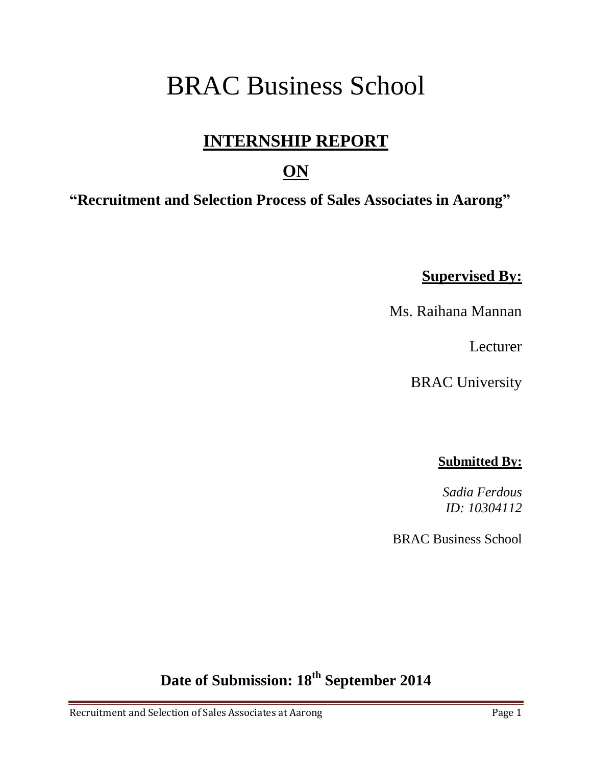# BRAC Business School

## INTERNSHIP REPORT

## ON

### "Recruitment and Selection Process of Sales Associates in Aarong"

**Supervised By:**

Ms. Raihana Mannan

Lecturer

BRAC University

**Submitted By:**

*Sadia Ferdous*
*ID: 10304112*

BRAC Business School

**Date of Submission: 18th September 2014**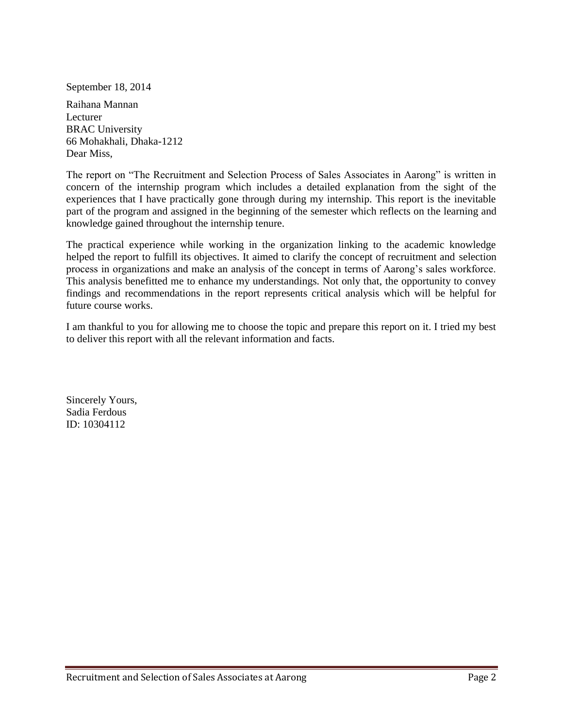September 18, 2014

Raihana Mannan
Lecturer
BRAC University
66 Mohakhali, Dhaka-1212
Dear Miss,

The report on "The Recruitment and Selection Process of Sales Associates in Aarong" is written in concern of the internship program which includes a detailed explanation from the sight of the experiences that I have practically gone through during my internship. This report is the inevitable part of the program and assigned in the beginning of the semester which reflects on the learning and knowledge gained throughout the internship tenure.

The practical experience while working in the organization linking to the academic knowledge helped the report to fulfill its objectives. It aimed to clarify the concept of recruitment and selection process in organizations and make an analysis of the concept in terms of Aarong's sales workforce. This analysis benefitted me to enhance my understandings. Not only that, the opportunity to convey findings and recommendations in the report represents critical analysis which will be helpful for future course works.

I am thankful to you for allowing me to choose the topic and prepare this report on it. I tried my best to deliver this report with all the relevant information and facts.

Sincerely Yours,
Sadia Ferdous
ID: 10304112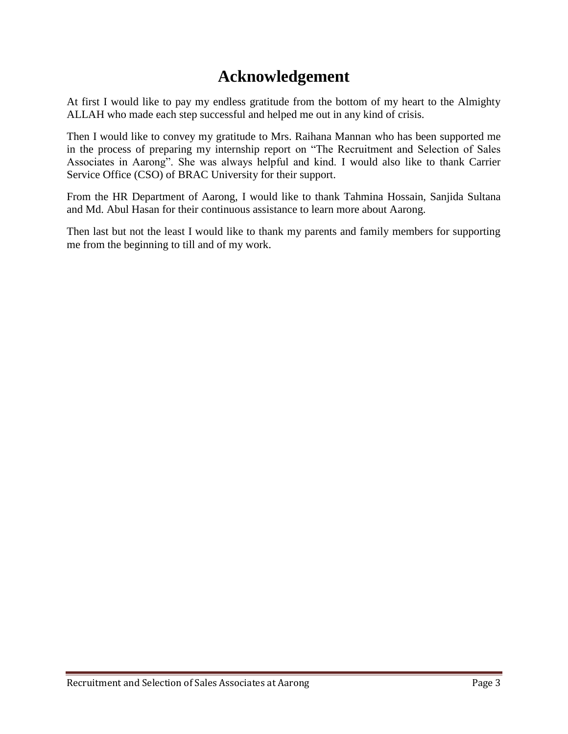# Acknowledgement

At first I would like to pay my endless gratitude from the bottom of my heart to the Almighty ALLAH who made each step successful and helped me out in any kind of crisis.

Then I would like to convey my gratitude to Mrs. Raihana Mannan who has been supported me in the process of preparing my internship report on "The Recruitment and Selection of Sales Associates in Aarong". She was always helpful and kind. I would also like to thank Carrier Service Office (CSO) of BRAC University for their support.

From the HR Department of Aarong, I would like to thank Tahmina Hossain, Sanjida Sultana and Md. Abul Hasan for their continuous assistance to learn more about Aarong.

Then last but not the least I would like to thank my parents and family members for supporting me from the beginning to till and of my work.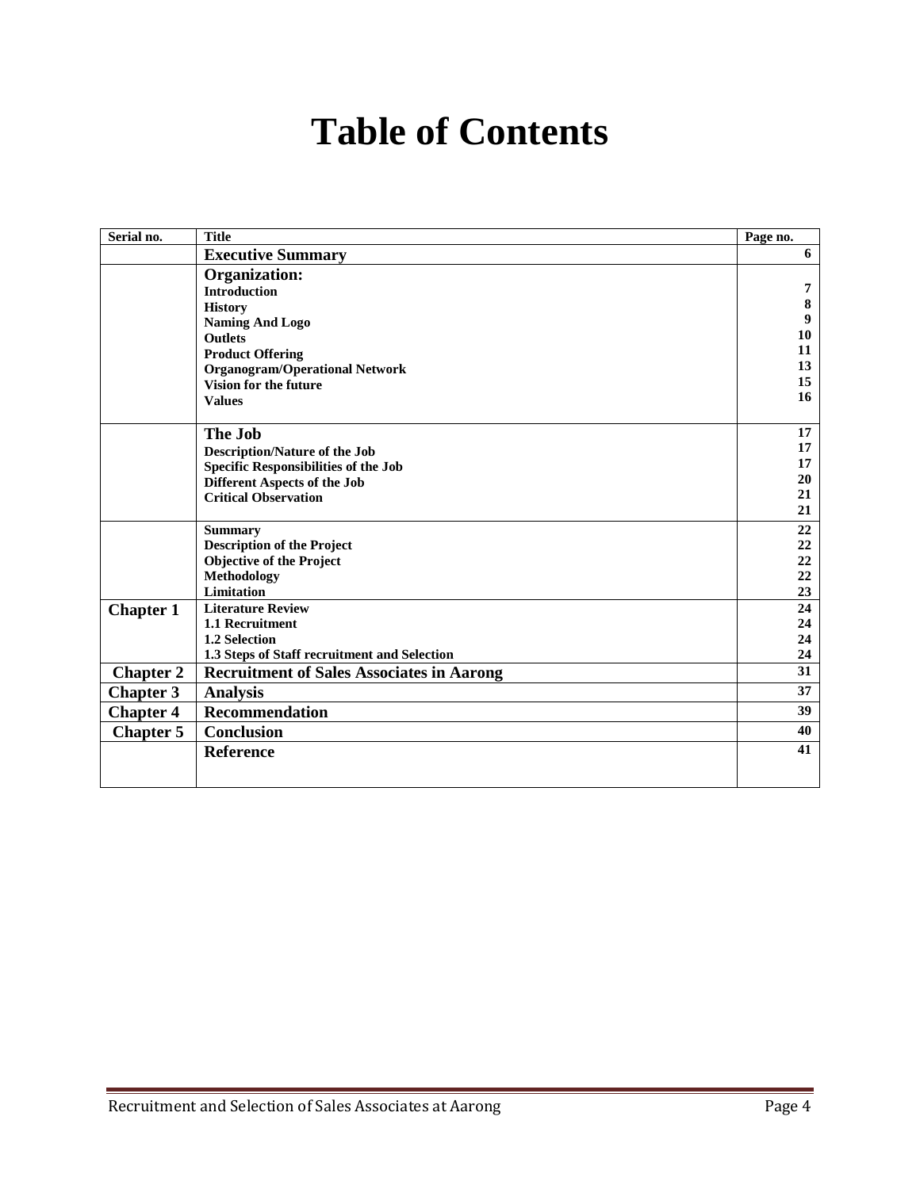# Table of Contents

| Serial no. | Title | Page no. |
|---|---|---|
| | **Executive Summary** | 6 |
| | **Organization:** | |
| | Introduction | 7 |
| | History | 8 |
| | Naming And Logo | 9 |
| | Outlets | 10 |
| | Product Offering | 11 |
| | Organogram/Operational Network | 13 |
| | Vision for the future | 15 |
| | Values | 16 |
| | **The Job** | 17 |
| | Description/Nature of the Job | 17 |
| | Specific Responsibilities of the Job | 17 |
| | Different Aspects of the Job | 20 |
| | Critical Observation | 21 |
| | | 21 |
| | Summary | 22 |
| | Description of the Project | 22 |
| | Objective of the Project | 22 |
| | Methodology | 22 |
| | Limitation | 23 |
| **Chapter 1** | Literature Review | 24 |
| | 1.1 Recruitment | 24 |
| | 1.2 Selection | 24 |
| | 1.3 Steps of Staff recruitment and Selection | 24 |
| **Chapter 2** | **Recruitment of Sales Associates in Aarong** | 31 |
| **Chapter 3** | **Analysis** | 37 |
| **Chapter 4** | **Recommendation** | 39 |
| **Chapter 5** | **Conclusion** | 40 |
| | **Reference** | 41 |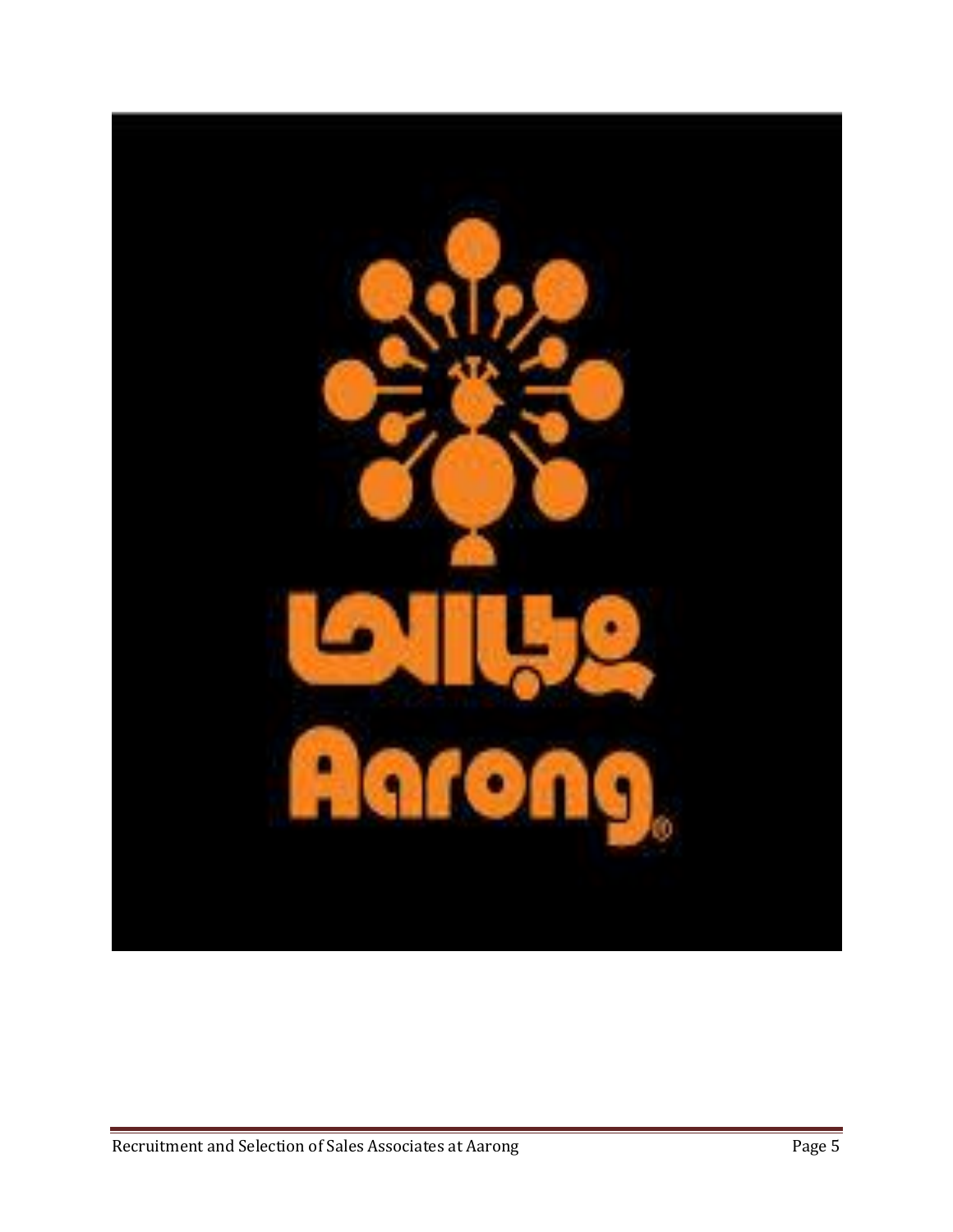আড়ং

Aarong®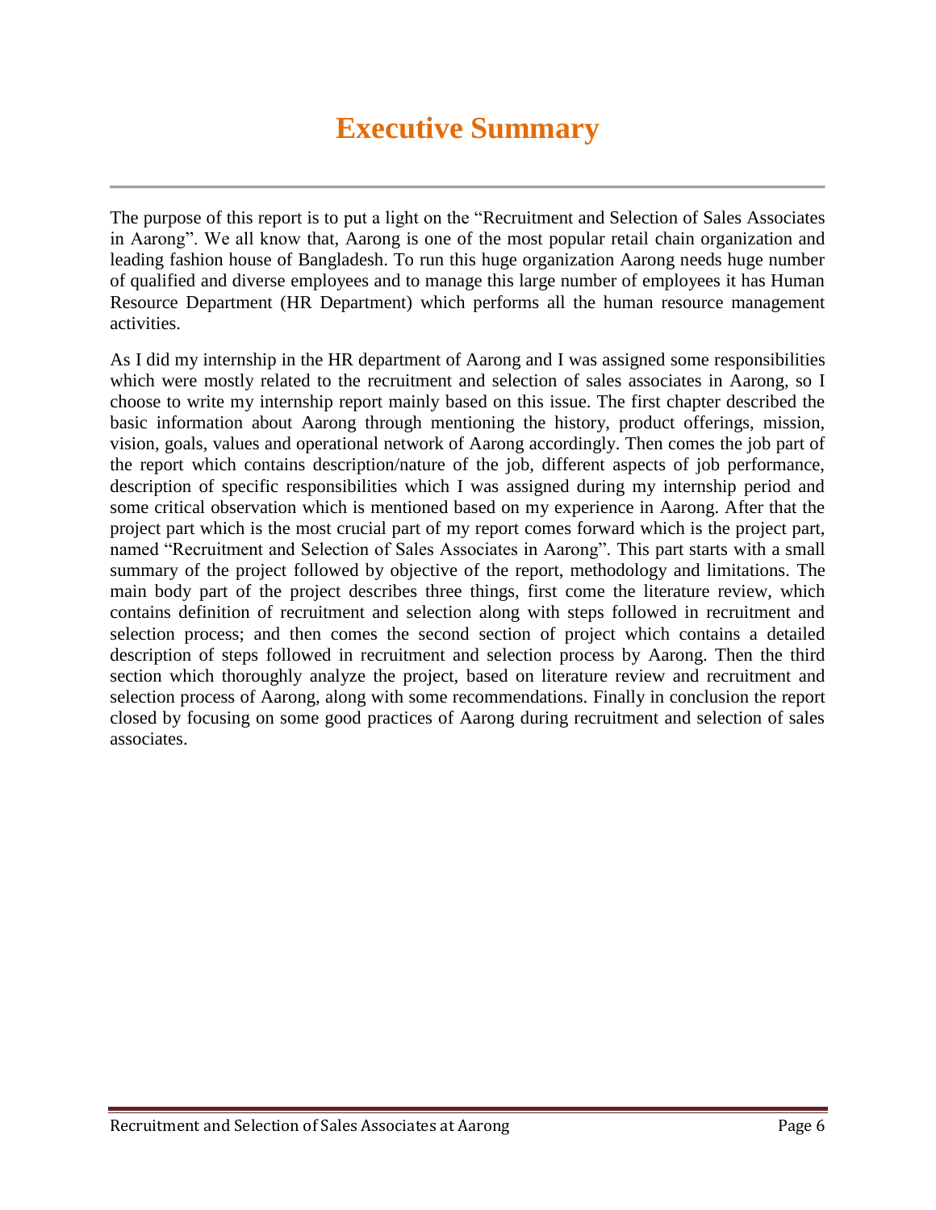# Executive Summary

The purpose of this report is to put a light on the "Recruitment and Selection of Sales Associates in Aarong". We all know that, Aarong is one of the most popular retail chain organization and leading fashion house of Bangladesh. To run this huge organization Aarong needs huge number of qualified and diverse employees and to manage this large number of employees it has Human Resource Department (HR Department) which performs all the human resource management activities.

As I did my internship in the HR department of Aarong and I was assigned some responsibilities which were mostly related to the recruitment and selection of sales associates in Aarong, so I choose to write my internship report mainly based on this issue. The first chapter described the basic information about Aarong through mentioning the history, product offerings, mission, vision, goals, values and operational network of Aarong accordingly. Then comes the job part of the report which contains description/nature of the job, different aspects of job performance, description of specific responsibilities which I was assigned during my internship period and some critical observation which is mentioned based on my experience in Aarong. After that the project part which is the most crucial part of my report comes forward which is the project part, named "Recruitment and Selection of Sales Associates in Aarong". This part starts with a small summary of the project followed by objective of the report, methodology and limitations. The main body part of the project describes three things, first come the literature review, which contains definition of recruitment and selection along with steps followed in recruitment and selection process; and then comes the second section of project which contains a detailed description of steps followed in recruitment and selection process by Aarong. Then the third section which thoroughly analyze the project, based on literature review and recruitment and selection process of Aarong, along with some recommendations. Finally in conclusion the report closed by focusing on some good practices of Aarong during recruitment and selection of sales associates.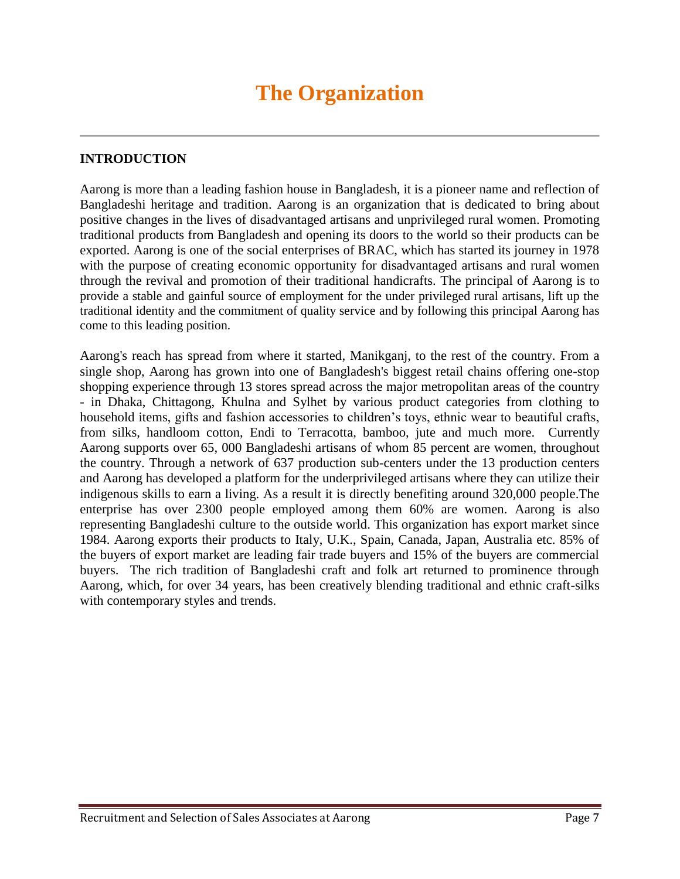# The Organization

## INTRODUCTION

Aarong is more than a leading fashion house in Bangladesh, it is a pioneer name and reflection of Bangladeshi heritage and tradition. Aarong is an organization that is dedicated to bring about positive changes in the lives of disadvantaged artisans and unprivileged rural women. Promoting traditional products from Bangladesh and opening its doors to the world so their products can be exported. Aarong is one of the social enterprises of BRAC, which has started its journey in 1978 with the purpose of creating economic opportunity for disadvantaged artisans and rural women through the revival and promotion of their traditional handicrafts. The principal of Aarong is to provide a stable and gainful source of employment for the under privileged rural artisans, lift up the traditional identity and the commitment of quality service and by following this principal Aarong has come to this leading position.

Aarong's reach has spread from where it started, Manikganj, to the rest of the country. From a single shop, Aarong has grown into one of Bangladesh's biggest retail chains offering one-stop shopping experience through 13 stores spread across the major metropolitan areas of the country - in Dhaka, Chittagong, Khulna and Sylhet by various product categories from clothing to household items, gifts and fashion accessories to children's toys, ethnic wear to beautiful crafts, from silks, handloom cotton, Endi to Terracotta, bamboo, jute and much more. Currently Aarong supports over 65, 000 Bangladeshi artisans of whom 85 percent are women, throughout the country. Through a network of 637 production sub-centers under the 13 production centers and Aarong has developed a platform for the underprivileged artisans where they can utilize their indigenous skills to earn a living. As a result it is directly benefiting around 320,000 people.The enterprise has over 2300 people employed among them 60% are women. Aarong is also representing Bangladeshi culture to the outside world. This organization has export market since 1984. Aarong exports their products to Italy, U.K., Spain, Canada, Japan, Australia etc. 85% of the buyers of export market are leading fair trade buyers and 15% of the buyers are commercial buyers. The rich tradition of Bangladeshi craft and folk art returned to prominence through Aarong, which, for over 34 years, has been creatively blending traditional and ethnic craft-silks with contemporary styles and trends.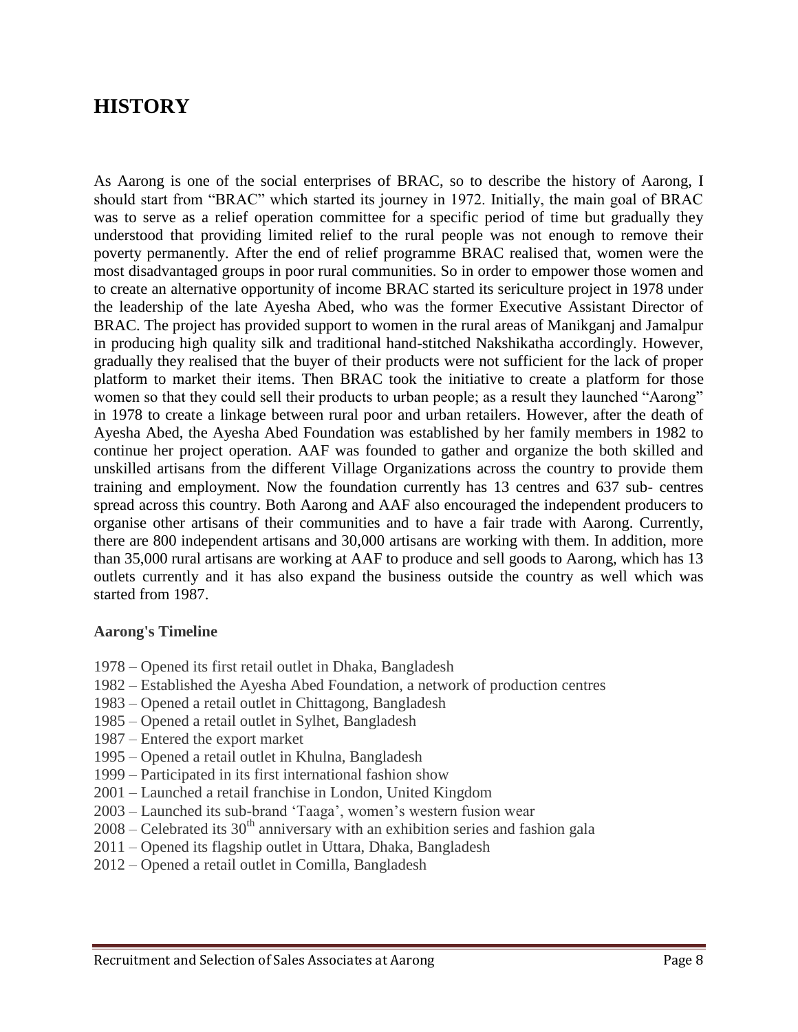# HISTORY

As Aarong is one of the social enterprises of BRAC, so to describe the history of Aarong, I should start from "BRAC" which started its journey in 1972. Initially, the main goal of BRAC was to serve as a relief operation committee for a specific period of time but gradually they understood that providing limited relief to the rural people was not enough to remove their poverty permanently. After the end of relief programme BRAC realised that, women were the most disadvantaged groups in poor rural communities. So in order to empower those women and to create an alternative opportunity of income BRAC started its sericulture project in 1978 under the leadership of the late Ayesha Abed, who was the former Executive Assistant Director of BRAC. The project has provided support to women in the rural areas of Manikganj and Jamalpur in producing high quality silk and traditional hand-stitched Nakshikatha accordingly. However, gradually they realised that the buyer of their products were not sufficient for the lack of proper platform to market their items. Then BRAC took the initiative to create a platform for those women so that they could sell their products to urban people; as a result they launched "Aarong" in 1978 to create a linkage between rural poor and urban retailers. However, after the death of Ayesha Abed, the Ayesha Abed Foundation was established by her family members in 1982 to continue her project operation. AAF was founded to gather and organize the both skilled and unskilled artisans from the different Village Organizations across the country to provide them training and employment. Now the foundation currently has 13 centres and 637 sub- centres spread across this country. Both Aarong and AAF also encouraged the independent producers to organise other artisans of their communities and to have a fair trade with Aarong. Currently, there are 800 independent artisans and 30,000 artisans are working with them. In addition, more than 35,000 rural artisans are working at AAF to produce and sell goods to Aarong, which has 13 outlets currently and it has also expand the business outside the country as well which was started from 1987.

**Aarong's Timeline**

1978 – Opened its first retail outlet in Dhaka, Bangladesh
1982 – Established the Ayesha Abed Foundation, a network of production centres
1983 – Opened a retail outlet in Chittagong, Bangladesh
1985 – Opened a retail outlet in Sylhet, Bangladesh
1987 – Entered the export market
1995 – Opened a retail outlet in Khulna, Bangladesh
1999 – Participated in its first international fashion show
2001 – Launched a retail franchise in London, United Kingdom
2003 – Launched its sub-brand 'Taaga', women's western fusion wear
2008 – Celebrated its 30th anniversary with an exhibition series and fashion gala
2011 – Opened its flagship outlet in Uttara, Dhaka, Bangladesh
2012 – Opened a retail outlet in Comilla, Bangladesh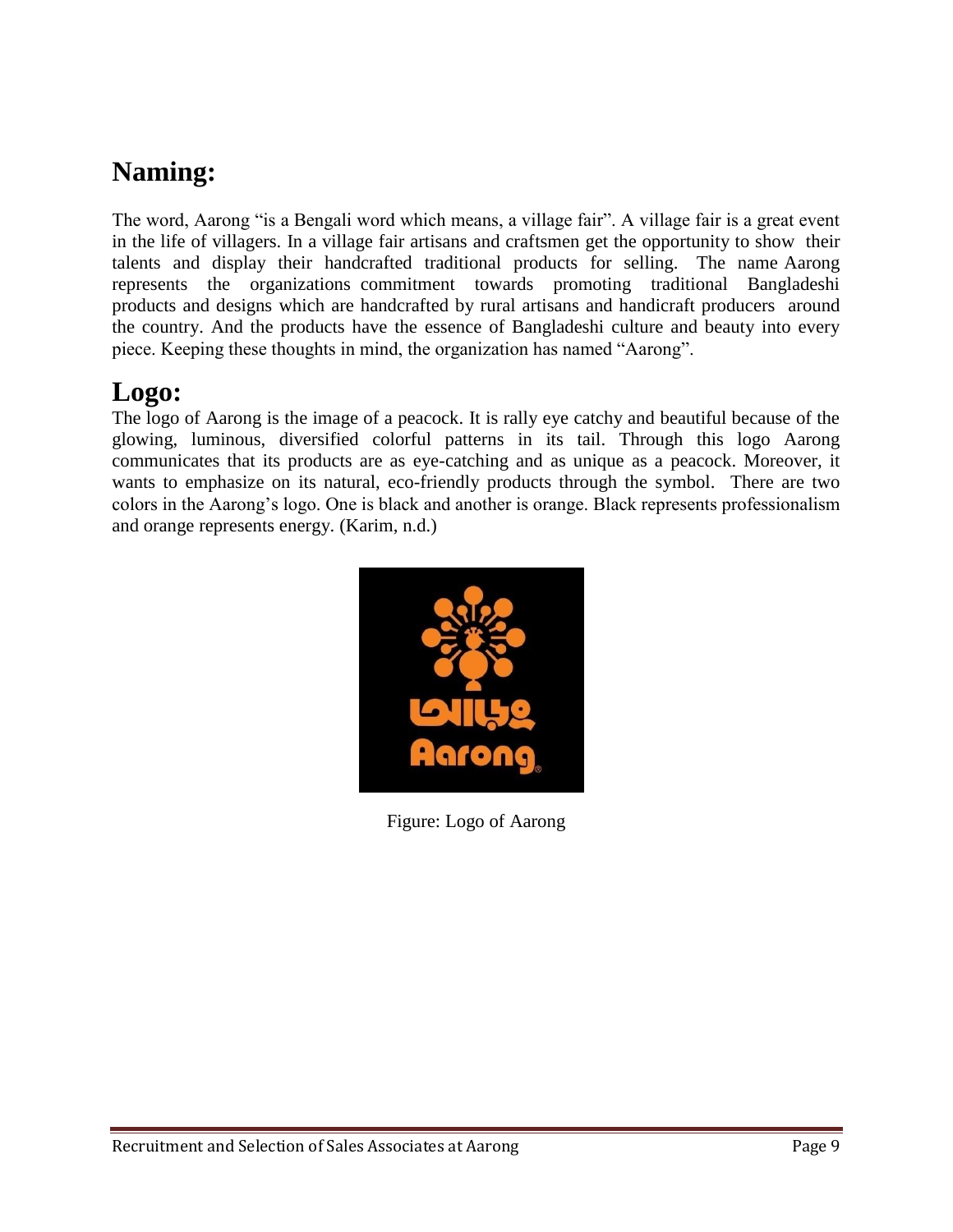## Naming:

The word, Aarong "is a Bengali word which means, a village fair". A village fair is a great event in the life of villagers. In a village fair artisans and craftsmen get the opportunity to show their talents and display their handcrafted traditional products for selling. The name Aarong represents the organizations commitment towards promoting traditional Bangladeshi products and designs which are handcrafted by rural artisans and handicraft producers around the country. And the products have the essence of Bangladeshi culture and beauty into every piece. Keeping these thoughts in mind, the organization has named "Aarong".

## Logo:

The logo of Aarong is the image of a peacock. It is rally eye catchy and beautiful because of the glowing, luminous, diversified colorful patterns in its tail. Through this logo Aarong communicates that its products are as eye-catching and as unique as a peacock. Moreover, it wants to emphasize on its natural, eco-friendly products through the symbol. There are two colors in the Aarong's logo. One is black and another is orange. Black represents professionalism and orange represents energy. (Karim, n.d.)

Figure: Logo of Aarong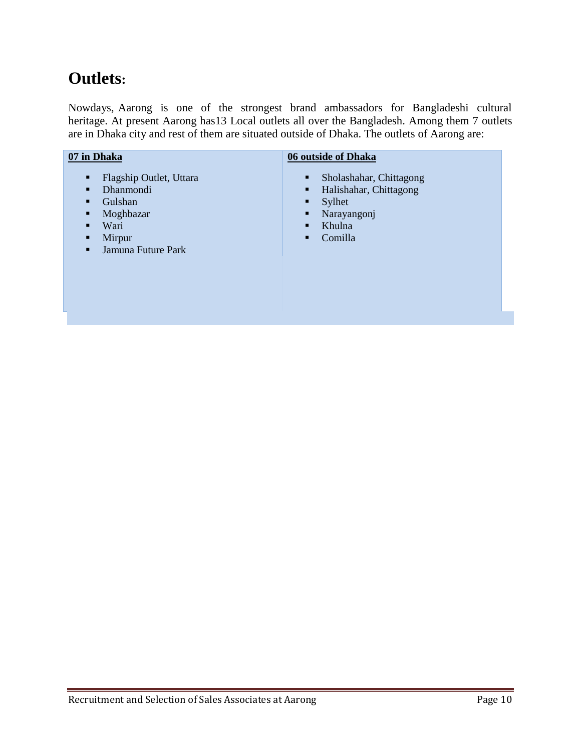# Outlets:

Nowdays, Aarong is one of the strongest brand ambassadors for Bangladeshi cultural heritage. At present Aarong has13 Local outlets all over the Bangladesh. Among them 7 outlets are in Dhaka city and rest of them are situated outside of Dhaka. The outlets of Aarong are:

| 07 in Dhaka | 06 outside of Dhaka |
|---|---|
| ▪ Flagship Outlet, Uttara<br>▪ Dhanmondi<br>▪ Gulshan<br>▪ Moghbazar<br>▪ Wari<br>▪ Mirpur<br>▪ Jamuna Future Park | ▪ Sholashahar, Chittagong<br>▪ Halishahar, Chittagong<br>▪ Sylhet<br>▪ Narayangonj<br>▪ Khulna<br>▪ Comilla |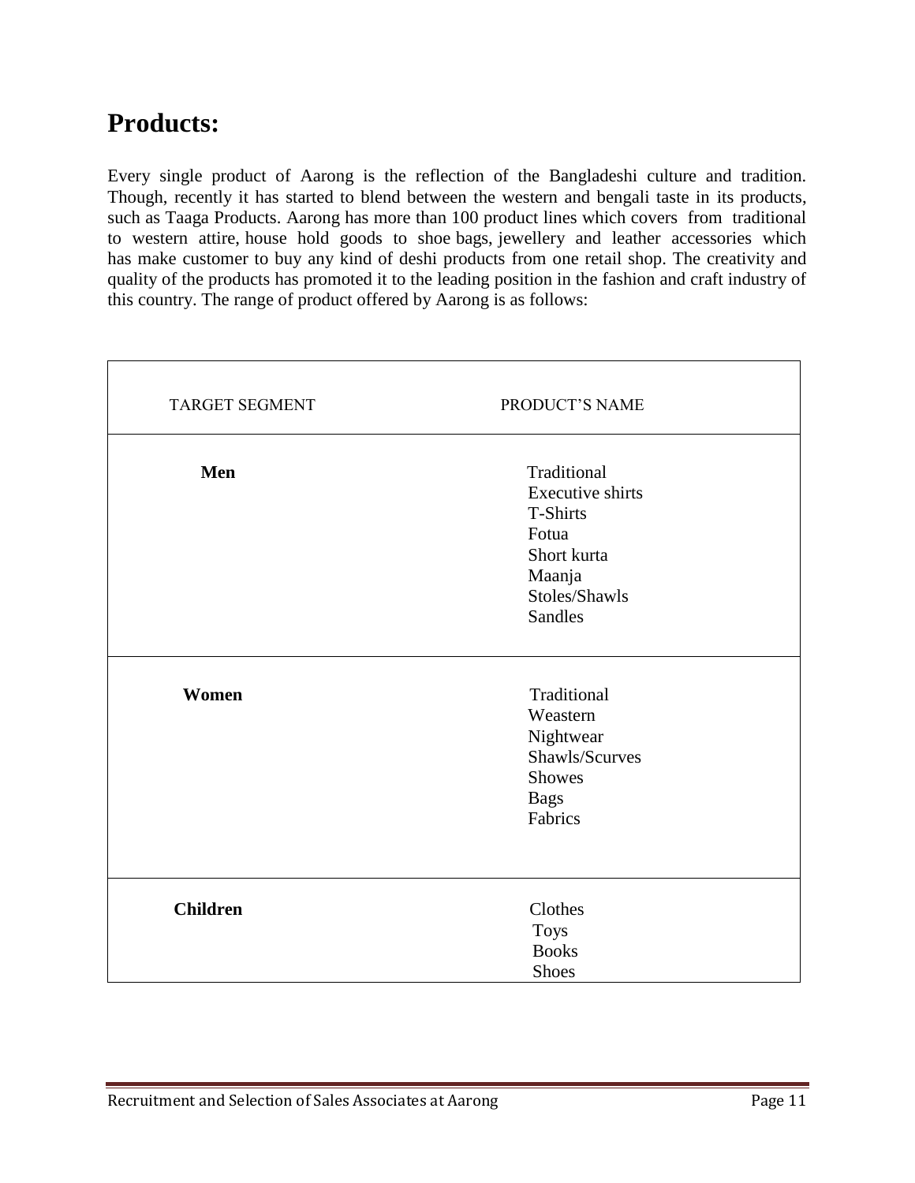## Products:

Every single product of Aarong is the reflection of the Bangladeshi culture and tradition. Though, recently it has started to blend between the western and bengali taste in its products, such as Taaga Products. Aarong has more than 100 product lines which covers from traditional to western attire, house hold goods to shoe bags, jewellery and leather accessories which has make customer to buy any kind of deshi products from one retail shop. The creativity and quality of the products has promoted it to the leading position in the fashion and craft industry of this country. The range of product offered by Aarong is as follows:

| TARGET SEGMENT | PRODUCT'S NAME |
|---|---|
| **Men** | Traditional<br>Executive shirts<br>T-Shirts<br>Fotua<br>Short kurta<br>Maanja<br>Stoles/Shawls<br>Sandles |
| **Women** | Traditional<br>Weastern<br>Nightwear<br>Shawls/Scurves<br>Showes<br>Bags<br>Fabrics |
| **Children** | Clothes<br>Toys<br>Books<br>Shoes |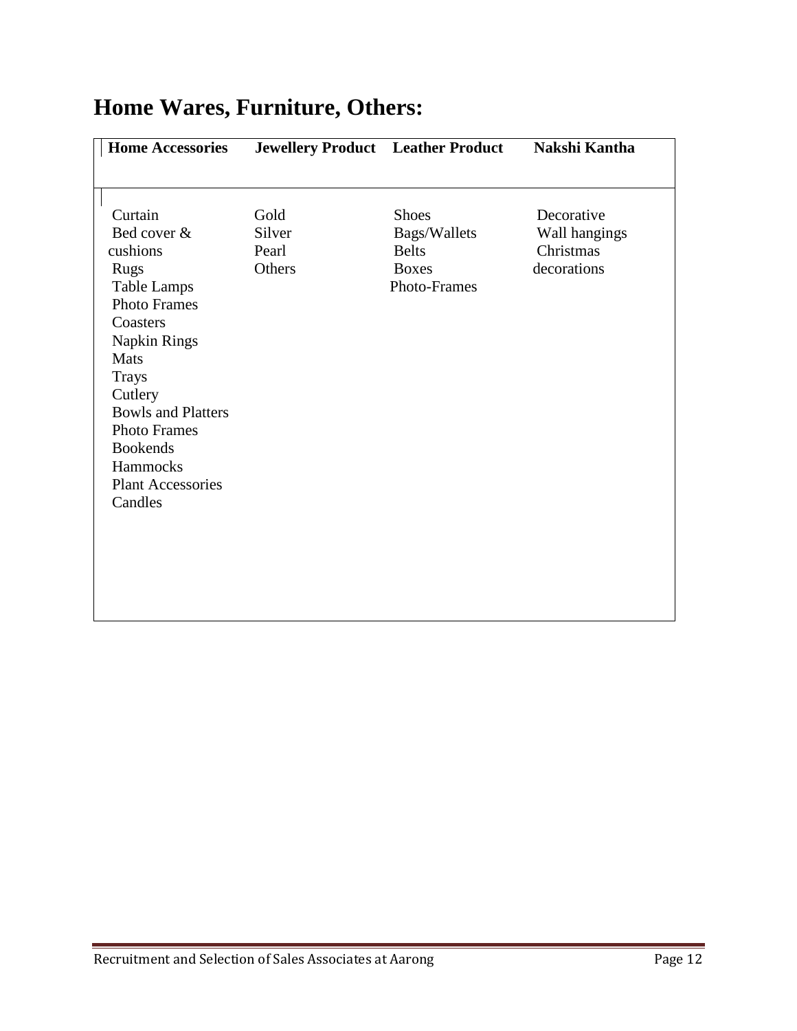# Home Wares, Furniture, Others:

| Home Accessories | Jewellery Product | Leather Product | Nakshi Kantha |
|---|---|---|---|
| Curtain<br>Bed cover & cushions<br>Rugs<br>Table Lamps<br>Photo Frames<br>Coasters<br>Napkin Rings<br>Mats<br>Trays<br>Cutlery<br>Bowls and Platters<br>Photo Frames<br>Bookends<br>Hammocks<br>Plant Accessories<br>Candles | Gold<br>Silver<br>Pearl<br>Others | Shoes<br>Bags/Wallets<br>Belts<br>Boxes<br>Photo-Frames | Decorative<br>Wall hangings<br>Christmas decorations |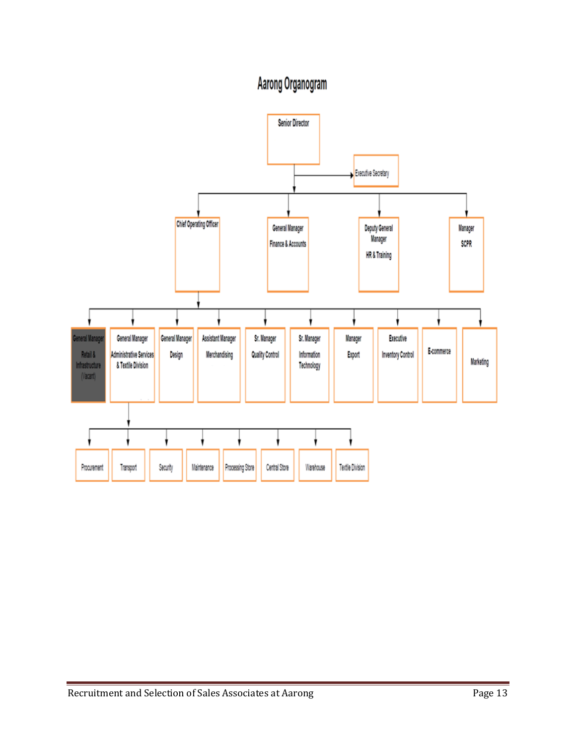# Aarong Organogram

- Senior Director
  - Executive Secretary
  - Chief Operating Officer
    - General Manager Retail & Infrastructure (Vacant)
    - General Manager Administrative Services & Textile Division
      - Procurement
      - Transport
      - Security
      - Maintenance
      - Processing Store
      - Central Store
      - Warehouse
      - Textile Division
    - General Manager Design
    - Assistant Manager Merchandising
    - Sr. Manager Quality Control
    - Sr. Manager Information Technology
    - Manager Export
    - Executive Inventory Control
    - E-commerce
    - Marketing
  - General Manager Finance & Accounts
  - Deputy General Manager HR & Training
  - Manager SCPR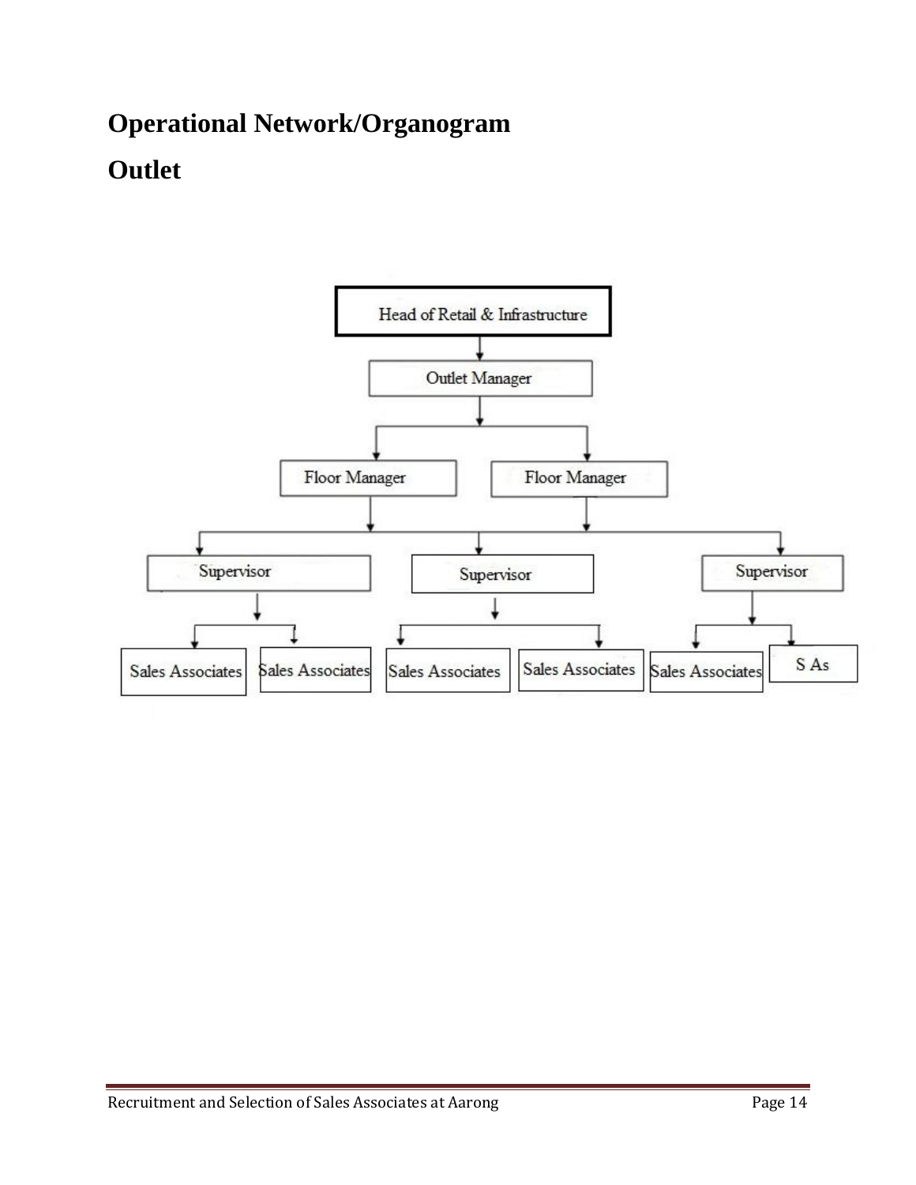## Operational Network/Organogram

## Outlet

Head of Retail & Infrastructure

Outlet Manager

Floor Manager

Floor Manager

Supervisor

Supervisor

Supervisor

Sales Associates

Sales Associates

Sales Associates

Sales Associates

Sales Associates

S As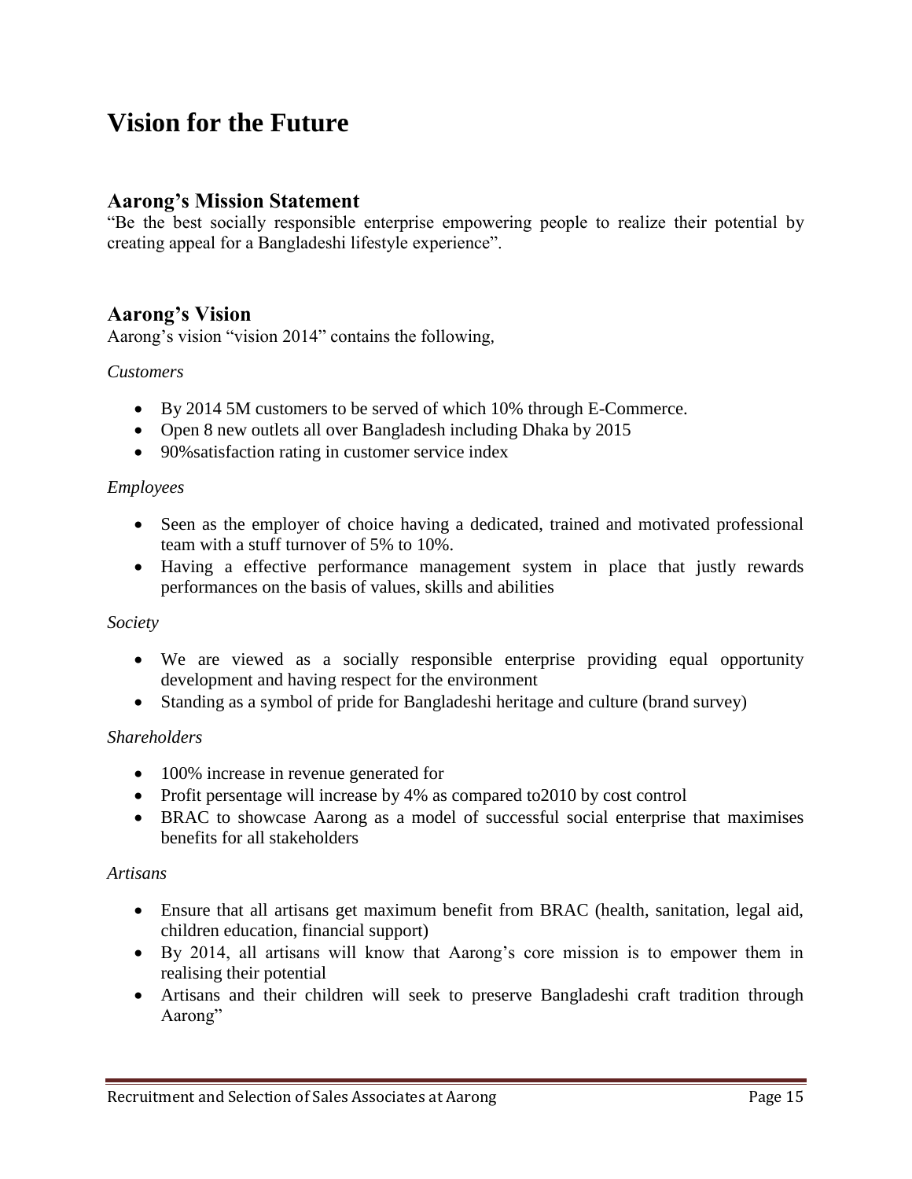# Vision for the Future

## Aarong's Mission Statement

"Be the best socially responsible enterprise empowering people to realize their potential by creating appeal for a Bangladeshi lifestyle experience".

## Aarong's Vision

Aarong's vision "vision 2014" contains the following,

*Customers*

- By 2014 5M customers to be served of which 10% through E-Commerce.
- Open 8 new outlets all over Bangladesh including Dhaka by 2015
- 90%satisfaction rating in customer service index

*Employees*

- Seen as the employer of choice having a dedicated, trained and motivated professional team with a stuff turnover of 5% to 10%.
- Having a effective performance management system in place that justly rewards performances on the basis of values, skills and abilities

*Society*

- We are viewed as a socially responsible enterprise providing equal opportunity development and having respect for the environment
- Standing as a symbol of pride for Bangladeshi heritage and culture (brand survey)

*Shareholders*

- 100% increase in revenue generated for
- Profit persentage will increase by 4% as compared to2010 by cost control
- BRAC to showcase Aarong as a model of successful social enterprise that maximises benefits for all stakeholders

*Artisans*

- Ensure that all artisans get maximum benefit from BRAC (health, sanitation, legal aid, children education, financial support)
- By 2014, all artisans will know that Aarong's core mission is to empower them in realising their potential
- Artisans and their children will seek to preserve Bangladeshi craft tradition through Aarong"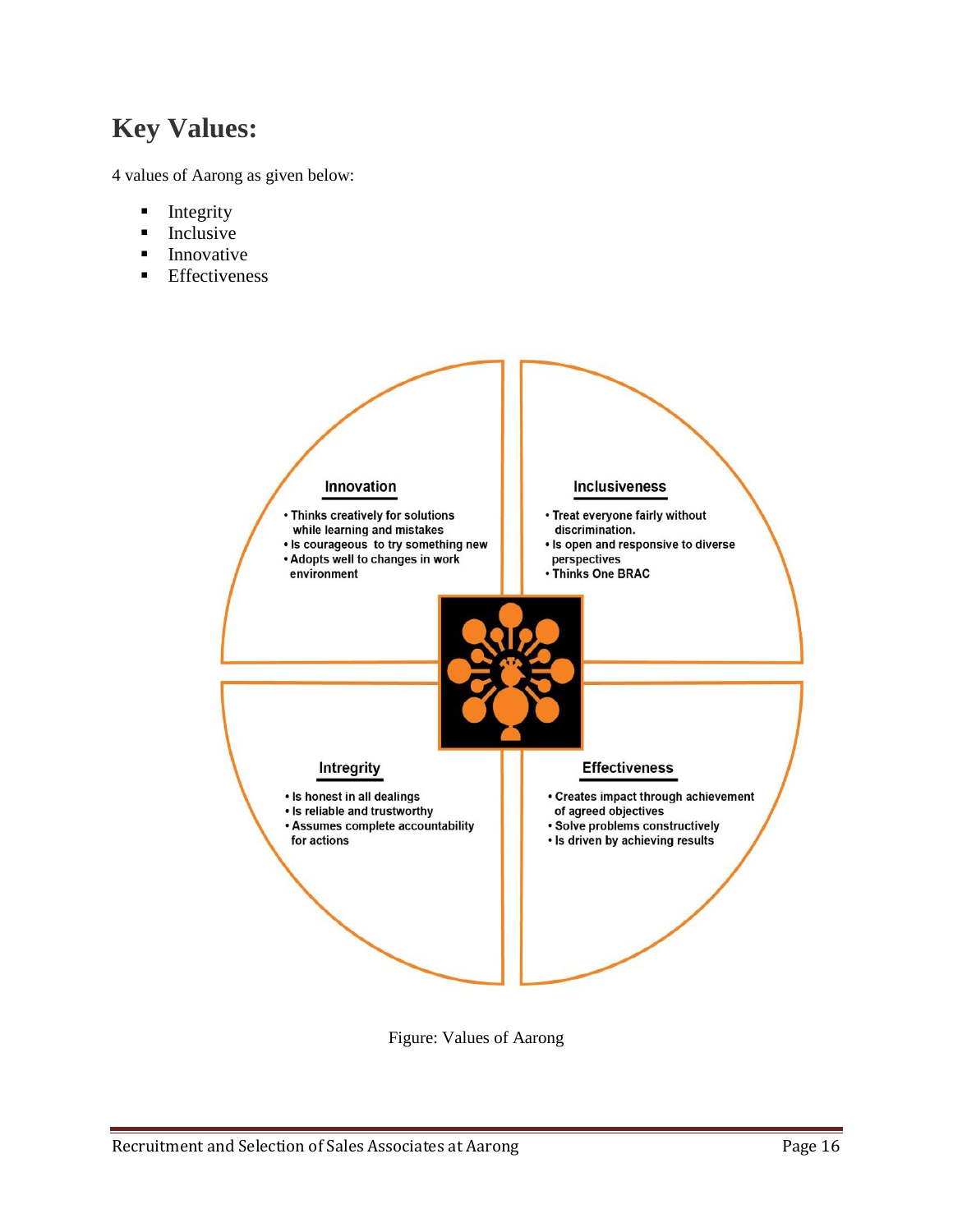## Key Values:

4 values of Aarong as given below:

- Integrity
- Inclusive
- Innovative
- Effectiveness

**Innovation**

- Thinks creatively for solutions while learning and mistakes
- Is courageous to try something new
- Adopts well to changes in work environment

**Inclusiveness**

- Treat everyone fairly without discrimination.
- Is open and responsive to diverse perspectives
- Thinks One BRAC

**Intregrity**

- Is honest in all dealings
- Is reliable and trustworthy
- Assumes complete accountability for actions

**Effectiveness**

- Creates impact through achievement of agreed objectives
- Solve problems constructively
- Is driven by achieving results

Figure: Values of Aarong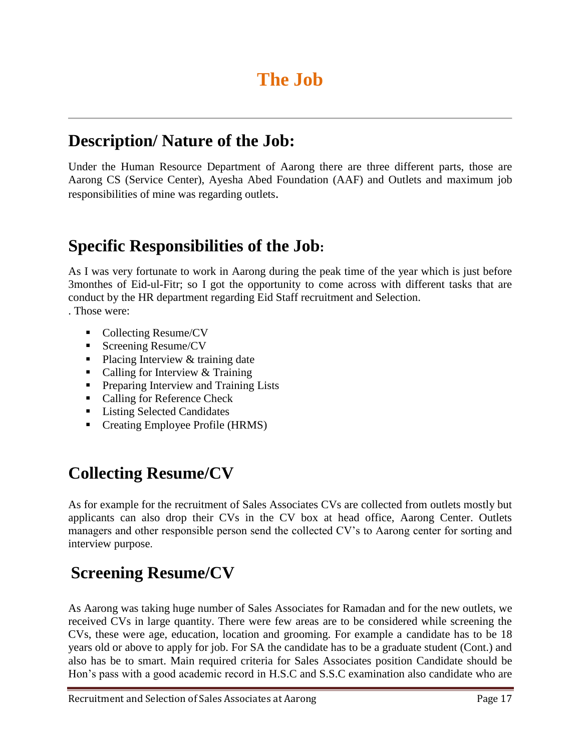# The Job

## Description/ Nature of the Job:

Under the Human Resource Department of Aarong there are three different parts, those are Aarong CS (Service Center), Ayesha Abed Foundation (AAF) and Outlets and maximum job responsibilities of mine was regarding outlets.

## Specific Responsibilities of the Job:

As I was very fortunate to work in Aarong during the peak time of the year which is just before 3monthes of Eid-ul-Fitr; so I got the opportunity to come across with different tasks that are conduct by the HR department regarding Eid Staff recruitment and Selection.
. Those were:

- Collecting Resume/CV
- Screening Resume/CV
- Placing Interview & training date
- Calling for Interview & Training
- Preparing Interview and Training Lists
- Calling for Reference Check
- Listing Selected Candidates
- Creating Employee Profile (HRMS)

## Collecting Resume/CV

As for example for the recruitment of Sales Associates CVs are collected from outlets mostly but applicants can also drop their CVs in the CV box at head office, Aarong Center. Outlets managers and other responsible person send the collected CV's to Aarong center for sorting and interview purpose.

## Screening Resume/CV

As Aarong was taking huge number of Sales Associates for Ramadan and for the new outlets, we received CVs in large quantity. There were few areas are to be considered while screening the CVs, these were age, education, location and grooming. For example a candidate has to be 18 years old or above to apply for job. For SA the candidate has to be a graduate student (Cont.) and also has be to smart. Main required criteria for Sales Associates position Candidate should be Hon's pass with a good academic record in H.S.C and S.S.C examination also candidate who are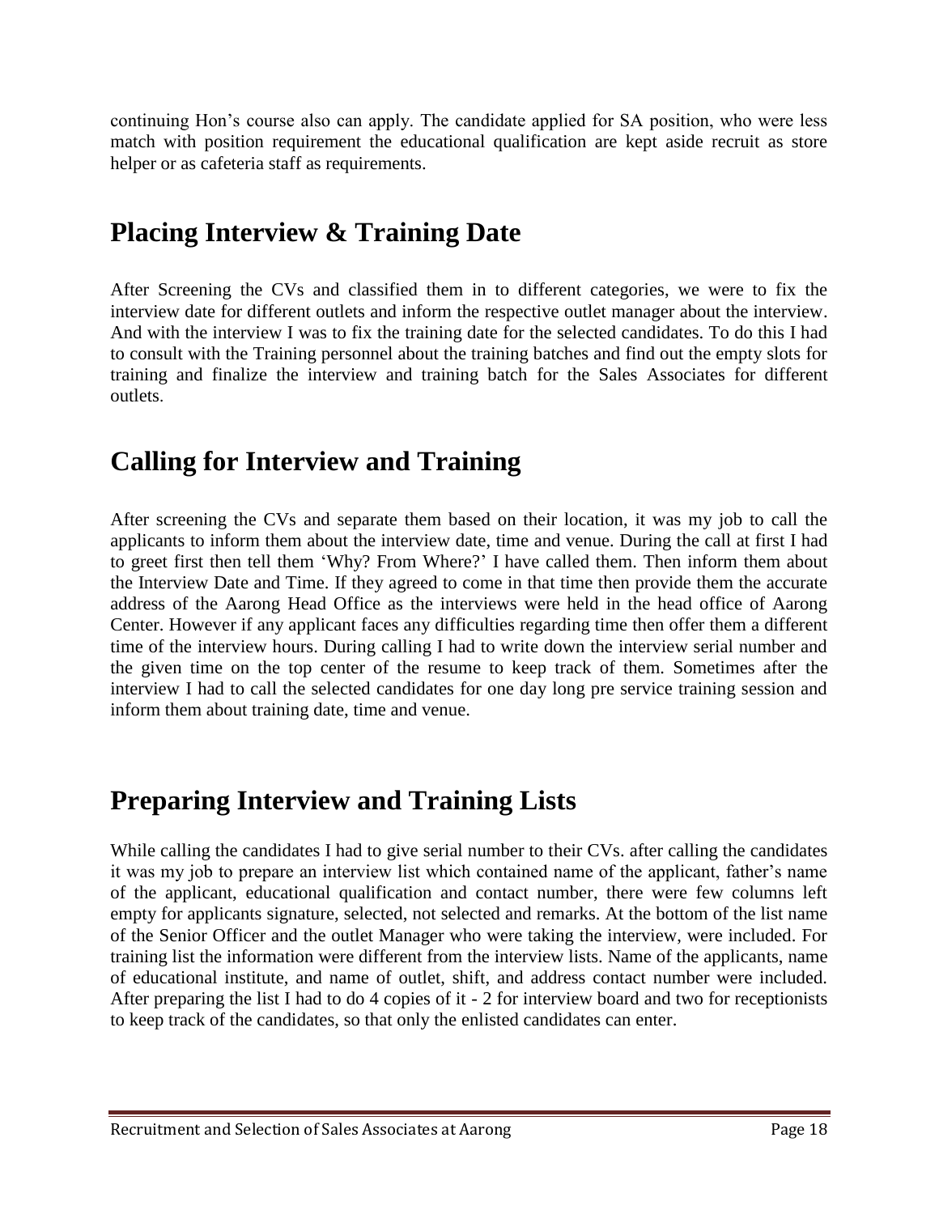continuing Hon's course also can apply. The candidate applied for SA position, who were less match with position requirement the educational qualification are kept aside recruit as store helper or as cafeteria staff as requirements.

## Placing Interview & Training Date

After Screening the CVs and classified them in to different categories, we were to fix the interview date for different outlets and inform the respective outlet manager about the interview. And with the interview I was to fix the training date for the selected candidates. To do this I had to consult with the Training personnel about the training batches and find out the empty slots for training and finalize the interview and training batch for the Sales Associates for different outlets.

## Calling for Interview and Training

After screening the CVs and separate them based on their location, it was my job to call the applicants to inform them about the interview date, time and venue. During the call at first I had to greet first then tell them 'Why? From Where?' I have called them. Then inform them about the Interview Date and Time. If they agreed to come in that time then provide them the accurate address of the Aarong Head Office as the interviews were held in the head office of Aarong Center. However if any applicant faces any difficulties regarding time then offer them a different time of the interview hours. During calling I had to write down the interview serial number and the given time on the top center of the resume to keep track of them. Sometimes after the interview I had to call the selected candidates for one day long pre service training session and inform them about training date, time and venue.

## Preparing Interview and Training Lists

While calling the candidates I had to give serial number to their CVs. after calling the candidates it was my job to prepare an interview list which contained name of the applicant, father's name of the applicant, educational qualification and contact number, there were few columns left empty for applicants signature, selected, not selected and remarks. At the bottom of the list name of the Senior Officer and the outlet Manager who were taking the interview, were included. For training list the information were different from the interview lists. Name of the applicants, name of educational institute, and name of outlet, shift, and address contact number were included. After preparing the list I had to do 4 copies of it - 2 for interview board and two for receptionists to keep track of the candidates, so that only the enlisted candidates can enter.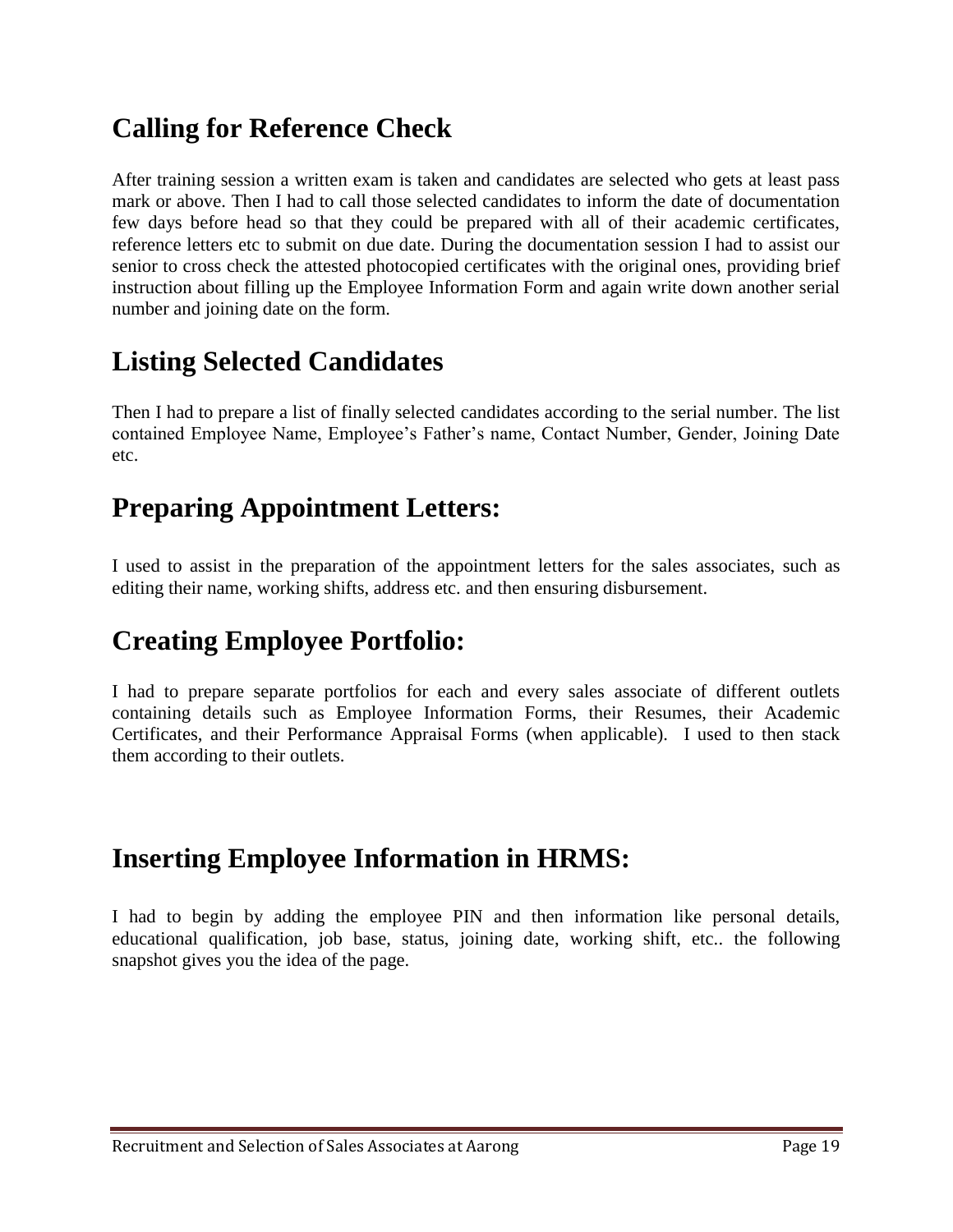## Calling for Reference Check

After training session a written exam is taken and candidates are selected who gets at least pass mark or above. Then I had to call those selected candidates to inform the date of documentation few days before head so that they could be prepared with all of their academic certificates, reference letters etc to submit on due date. During the documentation session I had to assist our senior to cross check the attested photocopied certificates with the original ones, providing brief instruction about filling up the Employee Information Form and again write down another serial number and joining date on the form.

## Listing Selected Candidates

Then I had to prepare a list of finally selected candidates according to the serial number. The list contained Employee Name, Employee's Father's name, Contact Number, Gender, Joining Date etc.

## Preparing Appointment Letters:

I used to assist in the preparation of the appointment letters for the sales associates, such as editing their name, working shifts, address etc. and then ensuring disbursement.

## Creating Employee Portfolio:

I had to prepare separate portfolios for each and every sales associate of different outlets containing details such as Employee Information Forms, their Resumes, their Academic Certificates, and their Performance Appraisal Forms (when applicable). I used to then stack them according to their outlets.

## Inserting Employee Information in HRMS:

I had to begin by adding the employee PIN and then information like personal details, educational qualification, job base, status, joining date, working shift, etc.. the following snapshot gives you the idea of the page.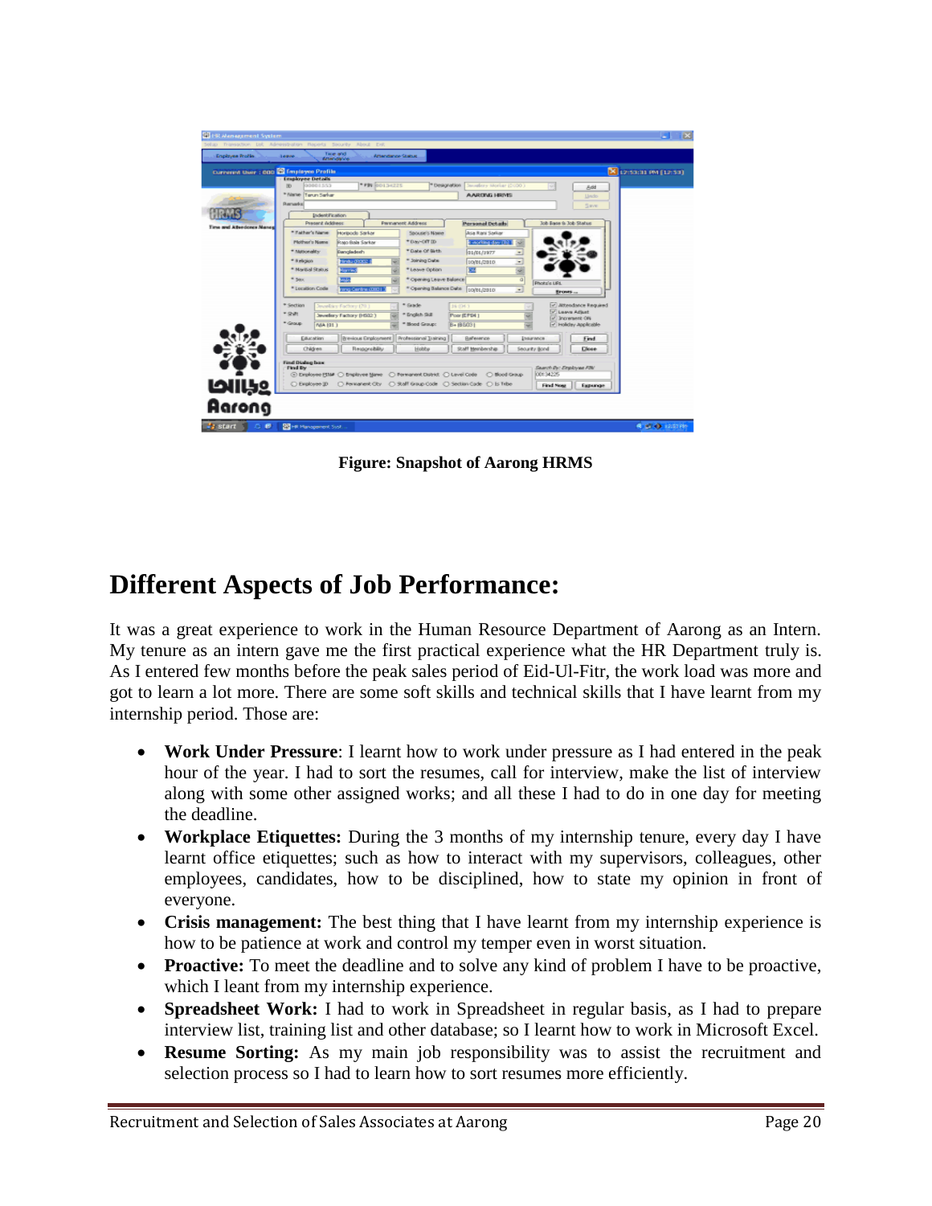**Figure: Snapshot of Aarong HRMS**

# Different Aspects of Job Performance:

It was a great experience to work in the Human Resource Department of Aarong as an Intern. My tenure as an intern gave me the first practical experience what the HR Department truly is. As I entered few months before the peak sales period of Eid-Ul-Fitr, the work load was more and got to learn a lot more. There are some soft skills and technical skills that I have learnt from my internship period. Those are:

- **Work Under Pressure**: I learnt how to work under pressure as I had entered in the peak hour of the year. I had to sort the resumes, call for interview, make the list of interview along with some other assigned works; and all these I had to do in one day for meeting the deadline.
- **Workplace Etiquettes:** During the 3 months of my internship tenure, every day I have learnt office etiquettes; such as how to interact with my supervisors, colleagues, other employees, candidates, how to be disciplined, how to state my opinion in front of everyone.
- **Crisis management:** The best thing that I have learnt from my internship experience is how to be patience at work and control my temper even in worst situation.
- **Proactive:** To meet the deadline and to solve any kind of problem I have to be proactive, which I leant from my internship experience.
- **Spreadsheet Work:** I had to work in Spreadsheet in regular basis, as I had to prepare interview list, training list and other database; so I learnt how to work in Microsoft Excel.
- **Resume Sorting:** As my main job responsibility was to assist the recruitment and selection process so I had to learn how to sort resumes more efficiently.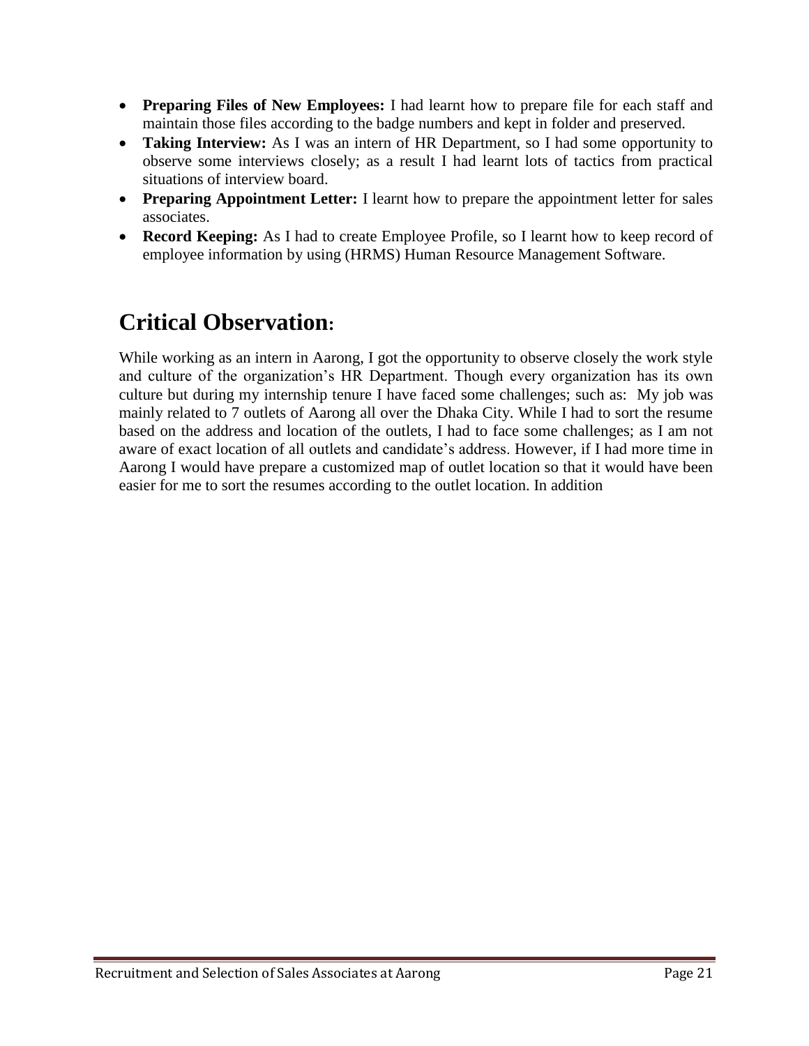- **Preparing Files of New Employees:** I had learnt how to prepare file for each staff and maintain those files according to the badge numbers and kept in folder and preserved.
- **Taking Interview:** As I was an intern of HR Department, so I had some opportunity to observe some interviews closely; as a result I had learnt lots of tactics from practical situations of interview board.
- **Preparing Appointment Letter:** I learnt how to prepare the appointment letter for sales associates.
- **Record Keeping:** As I had to create Employee Profile, so I learnt how to keep record of employee information by using (HRMS) Human Resource Management Software.

# Critical Observation:

While working as an intern in Aarong, I got the opportunity to observe closely the work style and culture of the organization's HR Department. Though every organization has its own culture but during my internship tenure I have faced some challenges; such as: My job was mainly related to 7 outlets of Aarong all over the Dhaka City. While I had to sort the resume based on the address and location of the outlets, I had to face some challenges; as I am not aware of exact location of all outlets and candidate's address. However, if I had more time in Aarong I would have prepare a customized map of outlet location so that it would have been easier for me to sort the resumes according to the outlet location. In addition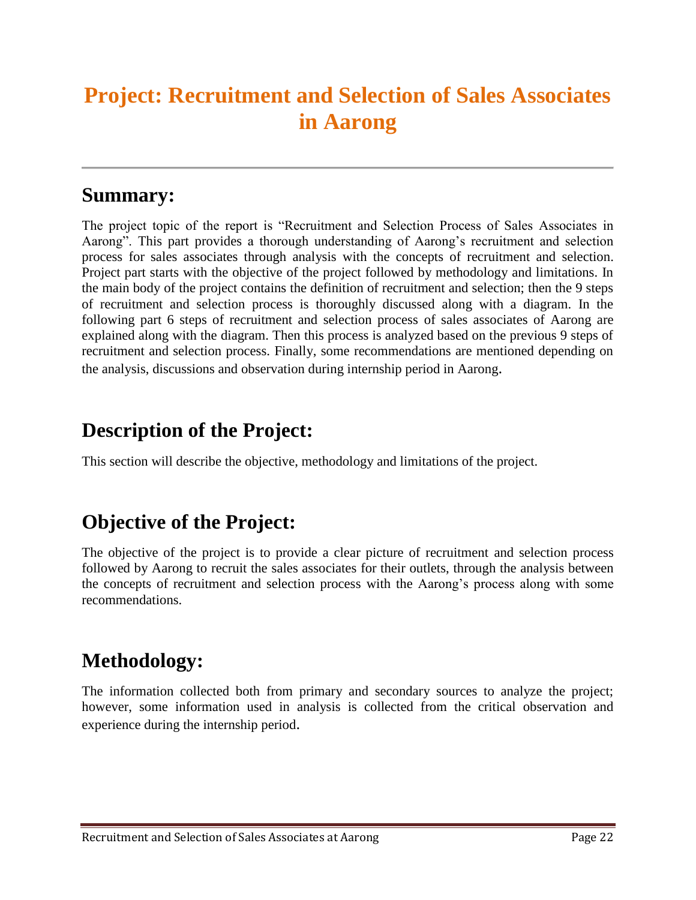# Project: Recruitment and Selection of Sales Associates in Aarong

## Summary:

The project topic of the report is "Recruitment and Selection Process of Sales Associates in Aarong". This part provides a thorough understanding of Aarong's recruitment and selection process for sales associates through analysis with the concepts of recruitment and selection. Project part starts with the objective of the project followed by methodology and limitations. In the main body of the project contains the definition of recruitment and selection; then the 9 steps of recruitment and selection process is thoroughly discussed along with a diagram. In the following part 6 steps of recruitment and selection process of sales associates of Aarong are explained along with the diagram. Then this process is analyzed based on the previous 9 steps of recruitment and selection process. Finally, some recommendations are mentioned depending on the analysis, discussions and observation during internship period in Aarong.

## Description of the Project:

This section will describe the objective, methodology and limitations of the project.

## Objective of the Project:

The objective of the project is to provide a clear picture of recruitment and selection process followed by Aarong to recruit the sales associates for their outlets, through the analysis between the concepts of recruitment and selection process with the Aarong's process along with some recommendations.

## Methodology:

The information collected both from primary and secondary sources to analyze the project; however, some information used in analysis is collected from the critical observation and experience during the internship period.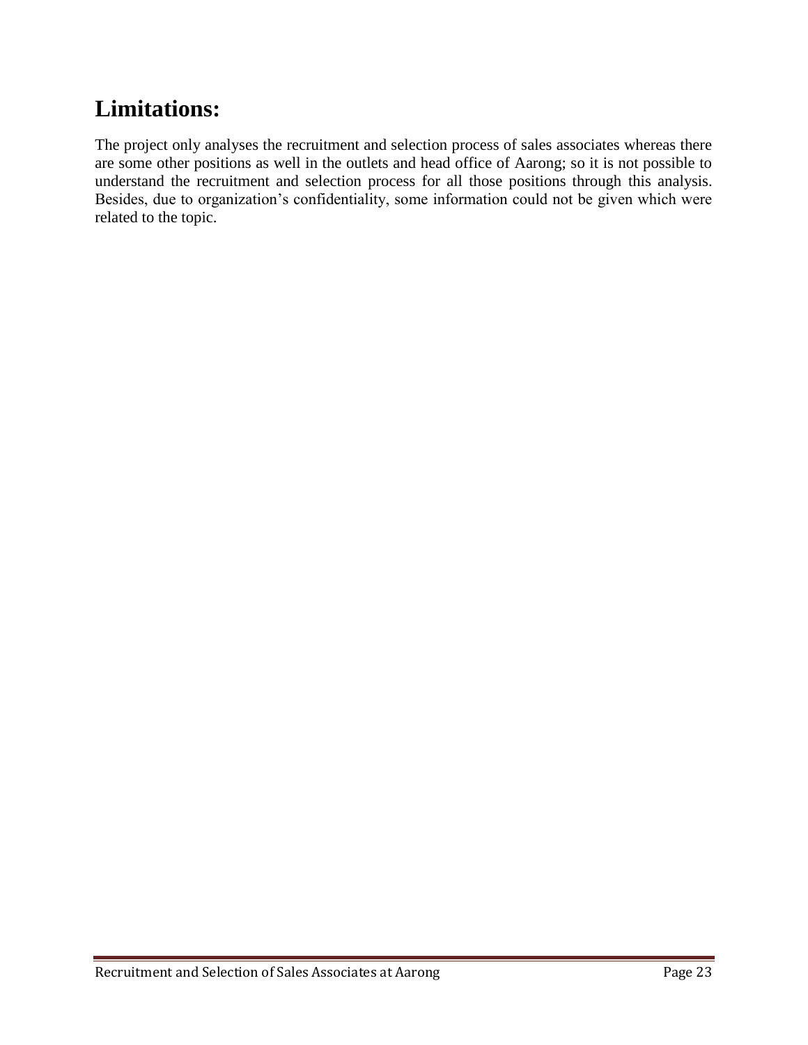# Limitations:

The project only analyses the recruitment and selection process of sales associates whereas there are some other positions as well in the outlets and head office of Aarong; so it is not possible to understand the recruitment and selection process for all those positions through this analysis. Besides, due to organization's confidentiality, some information could not be given which were related to the topic.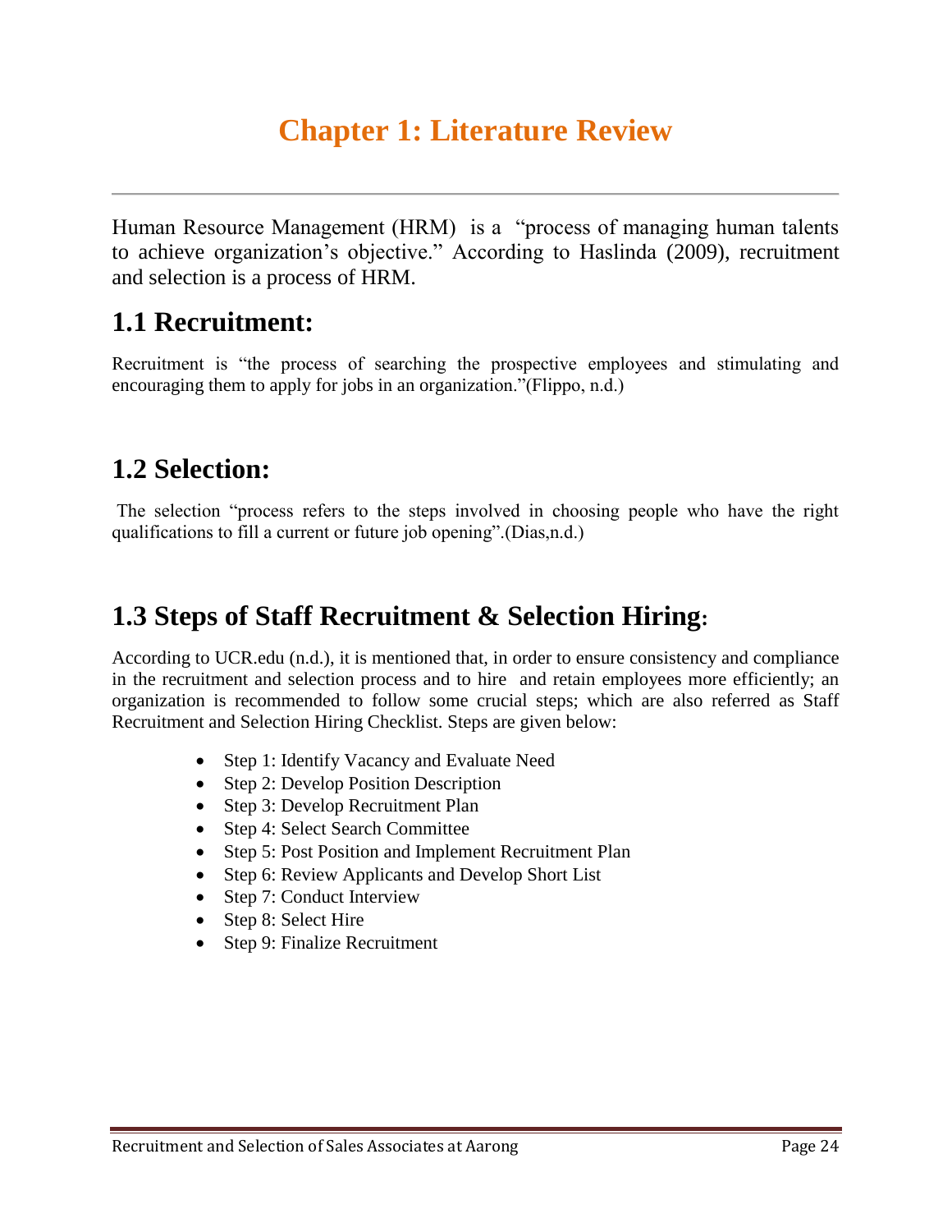# Chapter 1: Literature Review

Human Resource Management (HRM) is a "process of managing human talents to achieve organization's objective." According to Haslinda (2009), recruitment and selection is a process of HRM.

## 1.1 Recruitment:

Recruitment is "the process of searching the prospective employees and stimulating and encouraging them to apply for jobs in an organization."(Flippo, n.d.)

## 1.2 Selection:

The selection "process refers to the steps involved in choosing people who have the right qualifications to fill a current or future job opening".(Dias,n.d.)

## 1.3 Steps of Staff Recruitment & Selection Hiring:

According to UCR.edu (n.d.), it is mentioned that, in order to ensure consistency and compliance in the recruitment and selection process and to hire and retain employees more efficiently; an organization is recommended to follow some crucial steps; which are also referred as Staff Recruitment and Selection Hiring Checklist. Steps are given below:

- Step 1: Identify Vacancy and Evaluate Need
- Step 2: Develop Position Description
- Step 3: Develop Recruitment Plan
- Step 4: Select Search Committee
- Step 5: Post Position and Implement Recruitment Plan
- Step 6: Review Applicants and Develop Short List
- Step 7: Conduct Interview
- Step 8: Select Hire
- Step 9: Finalize Recruitment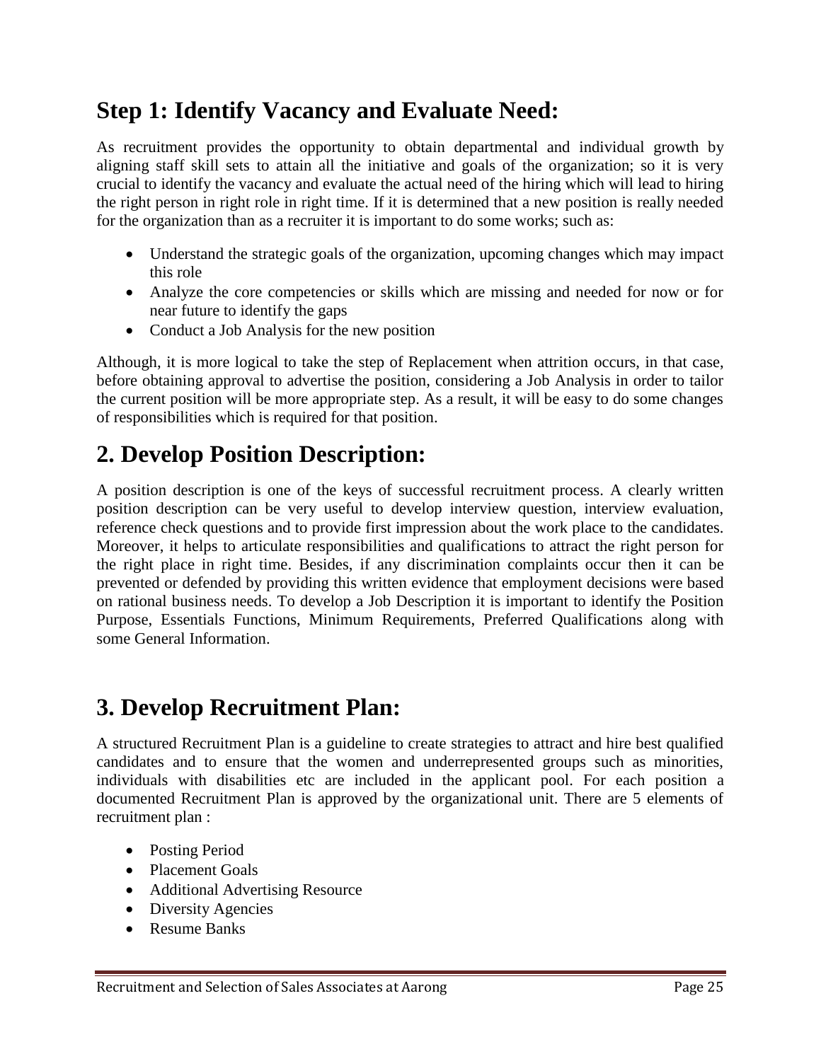## Step 1: Identify Vacancy and Evaluate Need:

As recruitment provides the opportunity to obtain departmental and individual growth by aligning staff skill sets to attain all the initiative and goals of the organization; so it is very crucial to identify the vacancy and evaluate the actual need of the hiring which will lead to hiring the right person in right role in right time. If it is determined that a new position is really needed for the organization than as a recruiter it is important to do some works; such as:

- Understand the strategic goals of the organization, upcoming changes which may impact this role
- Analyze the core competencies or skills which are missing and needed for now or for near future to identify the gaps
- Conduct a Job Analysis for the new position

Although, it is more logical to take the step of Replacement when attrition occurs, in that case, before obtaining approval to advertise the position, considering a Job Analysis in order to tailor the current position will be more appropriate step. As a result, it will be easy to do some changes of responsibilities which is required for that position.

## 2. Develop Position Description:

A position description is one of the keys of successful recruitment process. A clearly written position description can be very useful to develop interview question, interview evaluation, reference check questions and to provide first impression about the work place to the candidates. Moreover, it helps to articulate responsibilities and qualifications to attract the right person for the right place in right time. Besides, if any discrimination complaints occur then it can be prevented or defended by providing this written evidence that employment decisions were based on rational business needs. To develop a Job Description it is important to identify the Position Purpose, Essentials Functions, Minimum Requirements, Preferred Qualifications along with some General Information.

## 3. Develop Recruitment Plan:

A structured Recruitment Plan is a guideline to create strategies to attract and hire best qualified candidates and to ensure that the women and underrepresented groups such as minorities, individuals with disabilities etc are included in the applicant pool. For each position a documented Recruitment Plan is approved by the organizational unit. There are 5 elements of recruitment plan :

- Posting Period
- Placement Goals
- Additional Advertising Resource
- Diversity Agencies
- Resume Banks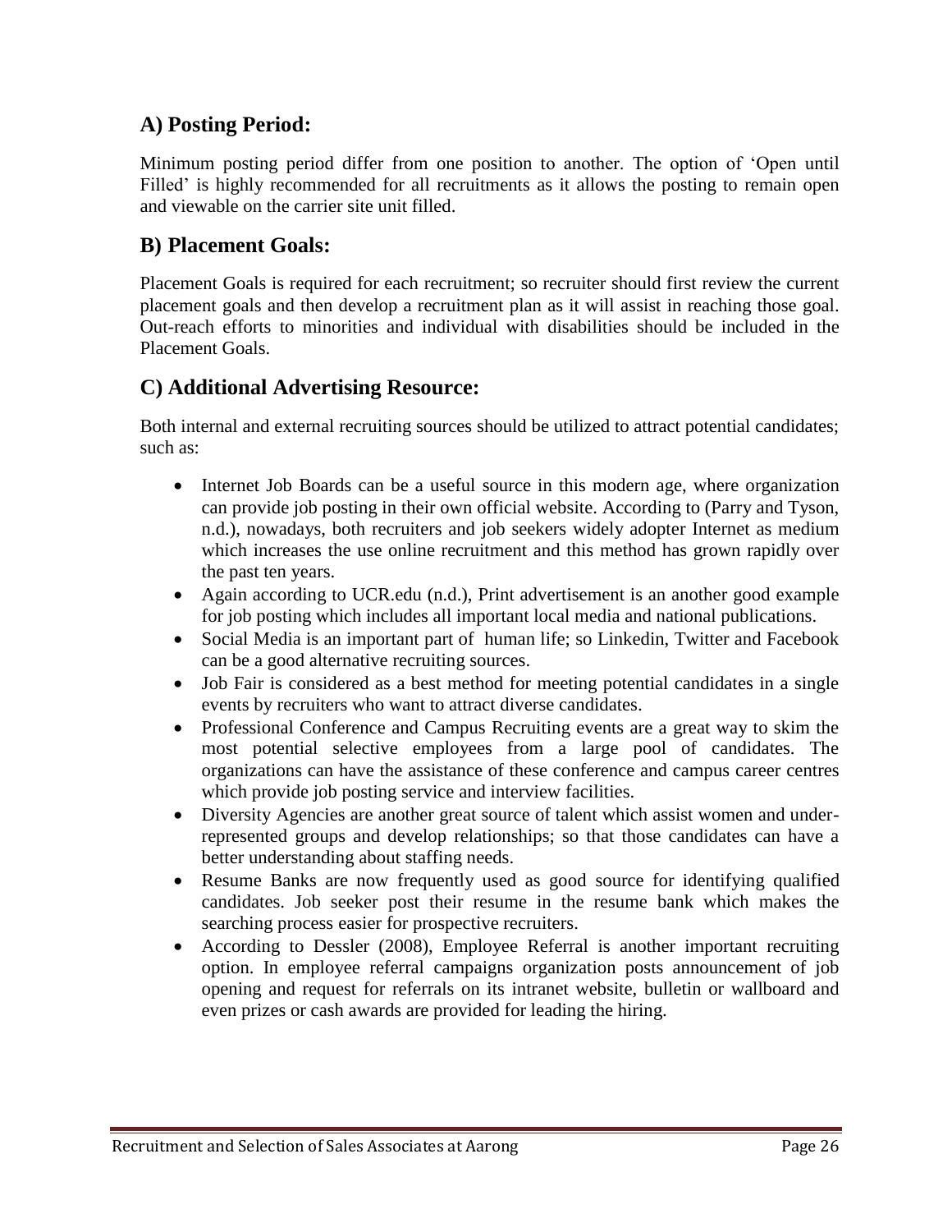## A) Posting Period:

Minimum posting period differ from one position to another. The option of 'Open until Filled' is highly recommended for all recruitments as it allows the posting to remain open and viewable on the carrier site unit filled.

## B) Placement Goals:

Placement Goals is required for each recruitment; so recruiter should first review the current placement goals and then develop a recruitment plan as it will assist in reaching those goal. Out-reach efforts to minorities and individual with disabilities should be included in the Placement Goals.

## C) Additional Advertising Resource:

Both internal and external recruiting sources should be utilized to attract potential candidates; such as:

- Internet Job Boards can be a useful source in this modern age, where organization can provide job posting in their own official website. According to (Parry and Tyson, n.d.), nowadays, both recruiters and job seekers widely adopter Internet as medium which increases the use online recruitment and this method has grown rapidly over the past ten years.
- Again according to UCR.edu (n.d.), Print advertisement is an another good example for job posting which includes all important local media and national publications.
- Social Media is an important part of human life; so Linkedin, Twitter and Facebook can be a good alternative recruiting sources.
- Job Fair is considered as a best method for meeting potential candidates in a single events by recruiters who want to attract diverse candidates.
- Professional Conference and Campus Recruiting events are a great way to skim the most potential selective employees from a large pool of candidates. The organizations can have the assistance of these conference and campus career centres which provide job posting service and interview facilities.
- Diversity Agencies are another great source of talent which assist women and under-represented groups and develop relationships; so that those candidates can have a better understanding about staffing needs.
- Resume Banks are now frequently used as good source for identifying qualified candidates. Job seeker post their resume in the resume bank which makes the searching process easier for prospective recruiters.
- According to Dessler (2008), Employee Referral is another important recruiting option. In employee referral campaigns organization posts announcement of job opening and request for referrals on its intranet website, bulletin or wallboard and even prizes or cash awards are provided for leading the hiring.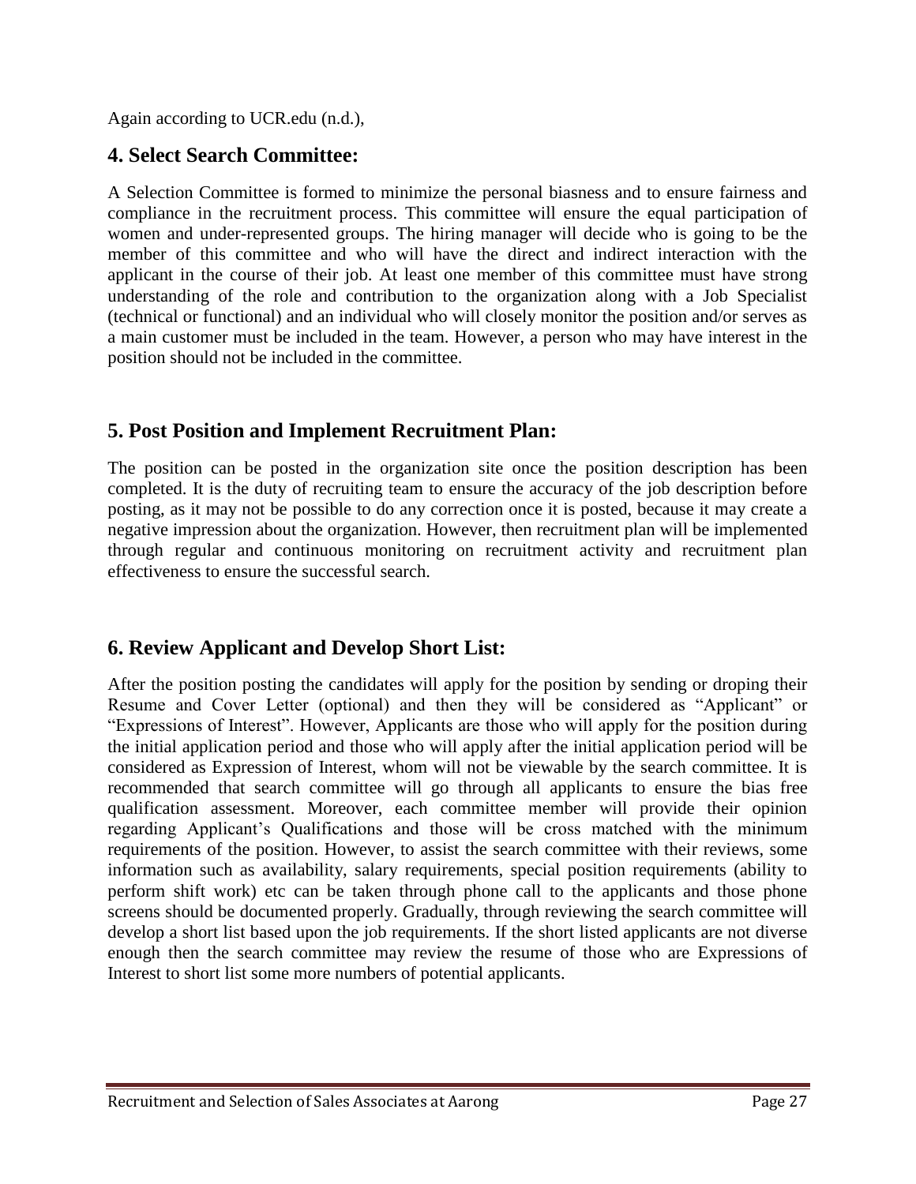Again according to UCR.edu (n.d.),

## 4. Select Search Committee:

A Selection Committee is formed to minimize the personal biasness and to ensure fairness and compliance in the recruitment process. This committee will ensure the equal participation of women and under-represented groups. The hiring manager will decide who is going to be the member of this committee and who will have the direct and indirect interaction with the applicant in the course of their job. At least one member of this committee must have strong understanding of the role and contribution to the organization along with a Job Specialist (technical or functional) and an individual who will closely monitor the position and/or serves as a main customer must be included in the team. However, a person who may have interest in the position should not be included in the committee.

## 5. Post Position and Implement Recruitment Plan:

The position can be posted in the organization site once the position description has been completed. It is the duty of recruiting team to ensure the accuracy of the job description before posting, as it may not be possible to do any correction once it is posted, because it may create a negative impression about the organization. However, then recruitment plan will be implemented through regular and continuous monitoring on recruitment activity and recruitment plan effectiveness to ensure the successful search.

## 6. Review Applicant and Develop Short List:

After the position posting the candidates will apply for the position by sending or droping their Resume and Cover Letter (optional) and then they will be considered as "Applicant" or "Expressions of Interest". However, Applicants are those who will apply for the position during the initial application period and those who will apply after the initial application period will be considered as Expression of Interest, whom will not be viewable by the search committee. It is recommended that search committee will go through all applicants to ensure the bias free qualification assessment. Moreover, each committee member will provide their opinion regarding Applicant's Qualifications and those will be cross matched with the minimum requirements of the position. However, to assist the search committee with their reviews, some information such as availability, salary requirements, special position requirements (ability to perform shift work) etc can be taken through phone call to the applicants and those phone screens should be documented properly. Gradually, through reviewing the search committee will develop a short list based upon the job requirements. If the short listed applicants are not diverse enough then the search committee may review the resume of those who are Expressions of Interest to short list some more numbers of potential applicants.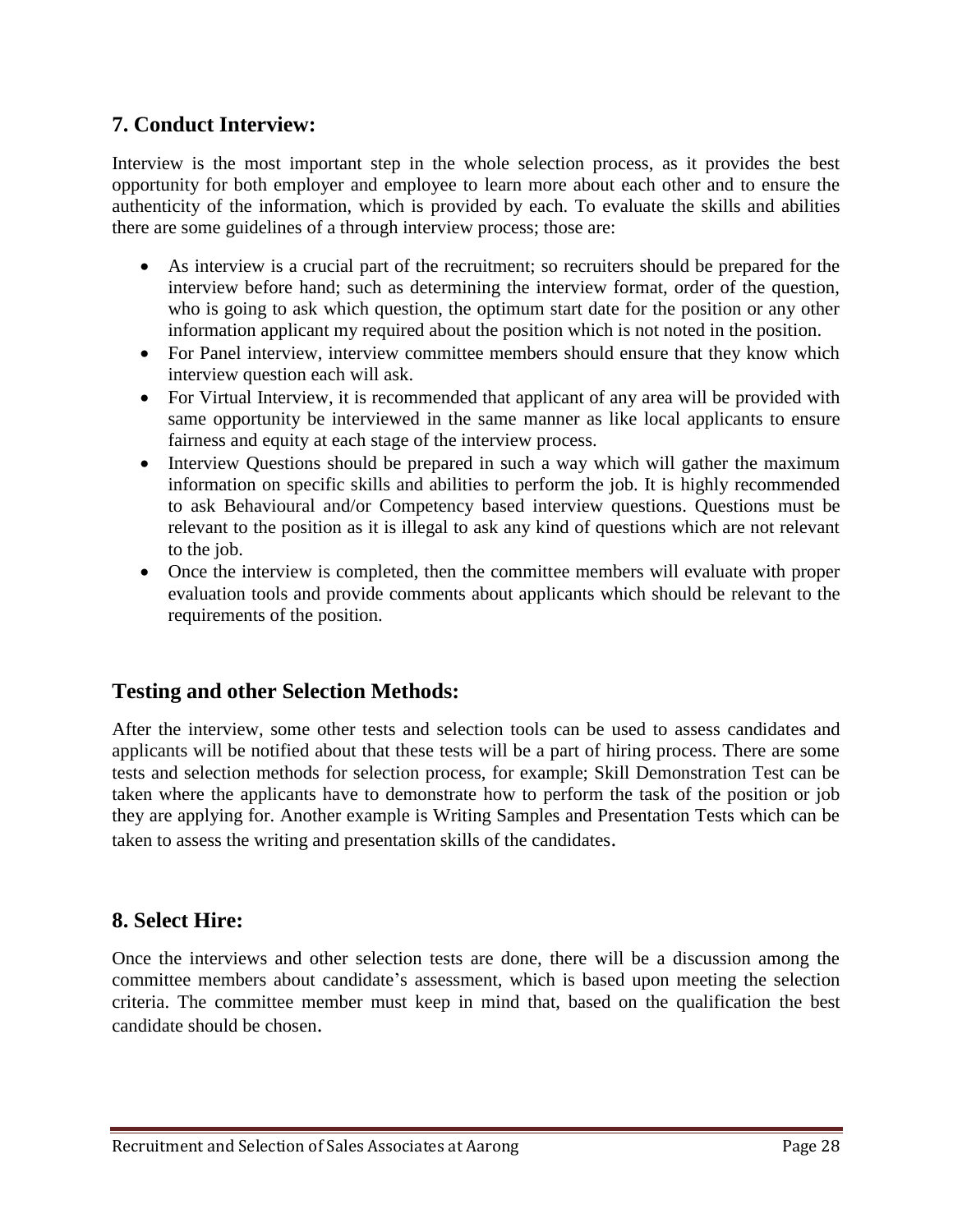## 7. Conduct Interview:

Interview is the most important step in the whole selection process, as it provides the best opportunity for both employer and employee to learn more about each other and to ensure the authenticity of the information, which is provided by each. To evaluate the skills and abilities there are some guidelines of a through interview process; those are:

- As interview is a crucial part of the recruitment; so recruiters should be prepared for the interview before hand; such as determining the interview format, order of the question, who is going to ask which question, the optimum start date for the position or any other information applicant my required about the position which is not noted in the position.
- For Panel interview, interview committee members should ensure that they know which interview question each will ask.
- For Virtual Interview, it is recommended that applicant of any area will be provided with same opportunity be interviewed in the same manner as like local applicants to ensure fairness and equity at each stage of the interview process.
- Interview Questions should be prepared in such a way which will gather the maximum information on specific skills and abilities to perform the job. It is highly recommended to ask Behavioural and/or Competency based interview questions. Questions must be relevant to the position as it is illegal to ask any kind of questions which are not relevant to the job.
- Once the interview is completed, then the committee members will evaluate with proper evaluation tools and provide comments about applicants which should be relevant to the requirements of the position.

## Testing and other Selection Methods:

After the interview, some other tests and selection tools can be used to assess candidates and applicants will be notified about that these tests will be a part of hiring process. There are some tests and selection methods for selection process, for example; Skill Demonstration Test can be taken where the applicants have to demonstrate how to perform the task of the position or job they are applying for. Another example is Writing Samples and Presentation Tests which can be taken to assess the writing and presentation skills of the candidates.

## 8. Select Hire:

Once the interviews and other selection tests are done, there will be a discussion among the committee members about candidate's assessment, which is based upon meeting the selection criteria. The committee member must keep in mind that, based on the qualification the best candidate should be chosen.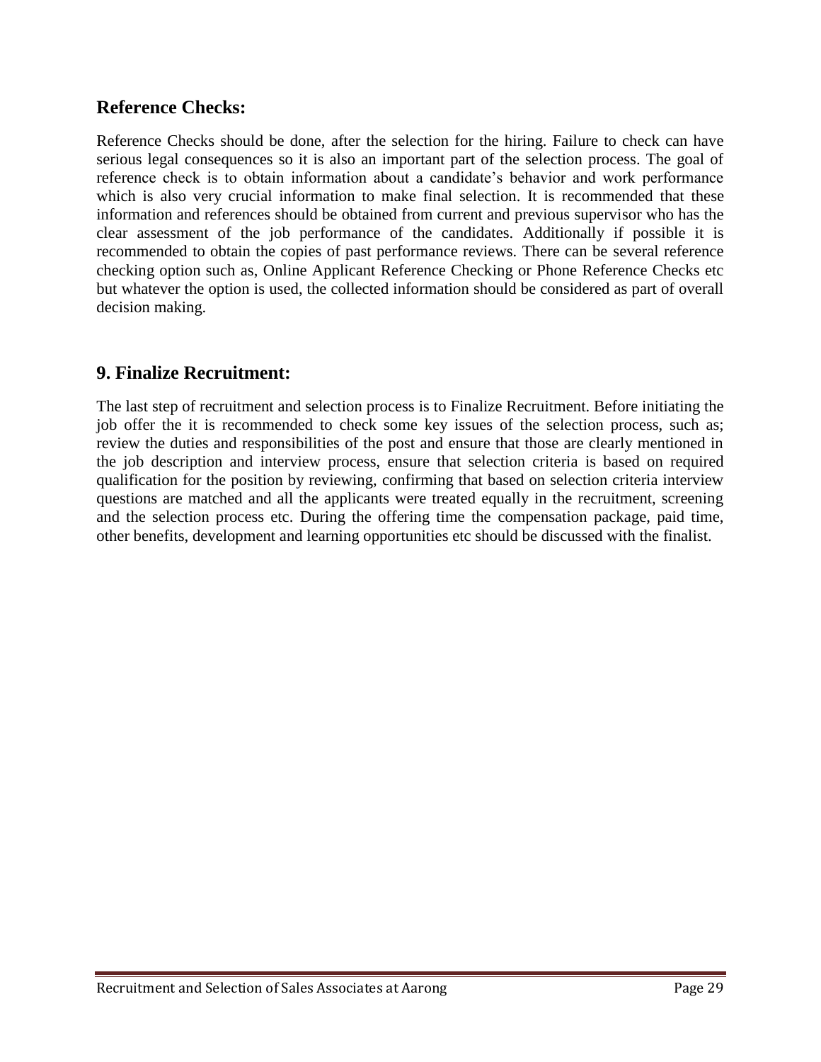## Reference Checks:

Reference Checks should be done, after the selection for the hiring. Failure to check can have serious legal consequences so it is also an important part of the selection process. The goal of reference check is to obtain information about a candidate's behavior and work performance which is also very crucial information to make final selection. It is recommended that these information and references should be obtained from current and previous supervisor who has the clear assessment of the job performance of the candidates. Additionally if possible it is recommended to obtain the copies of past performance reviews. There can be several reference checking option such as, Online Applicant Reference Checking or Phone Reference Checks etc but whatever the option is used, the collected information should be considered as part of overall decision making.

## 9. Finalize Recruitment:

The last step of recruitment and selection process is to Finalize Recruitment. Before initiating the job offer the it is recommended to check some key issues of the selection process, such as; review the duties and responsibilities of the post and ensure that those are clearly mentioned in the job description and interview process, ensure that selection criteria is based on required qualification for the position by reviewing, confirming that based on selection criteria interview questions are matched and all the applicants were treated equally in the recruitment, screening and the selection process etc. During the offering time the compensation package, paid time, other benefits, development and learning opportunities etc should be discussed with the finalist.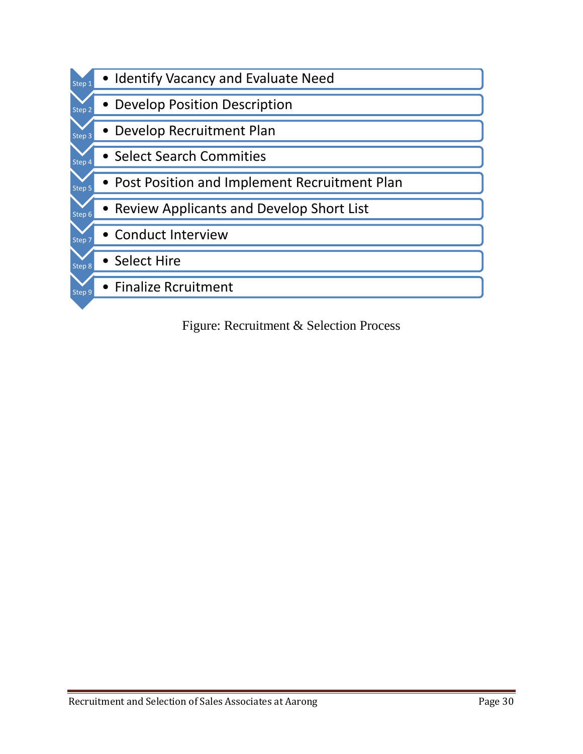- Step 1 — Identify Vacancy and Evaluate Need
- Step 2 — Develop Position Description
- Step 3 — Develop Recruitment Plan
- Step 4 — Select Search Commities
- Step 5 — Post Position and Implement Recruitment Plan
- Step 6 — Review Applicants and Develop Short List
- Step 7 — Conduct Interview
- Step 8 — Select Hire
- Step 9 — Finalize Rcruitment

Figure: Recruitment & Selection Process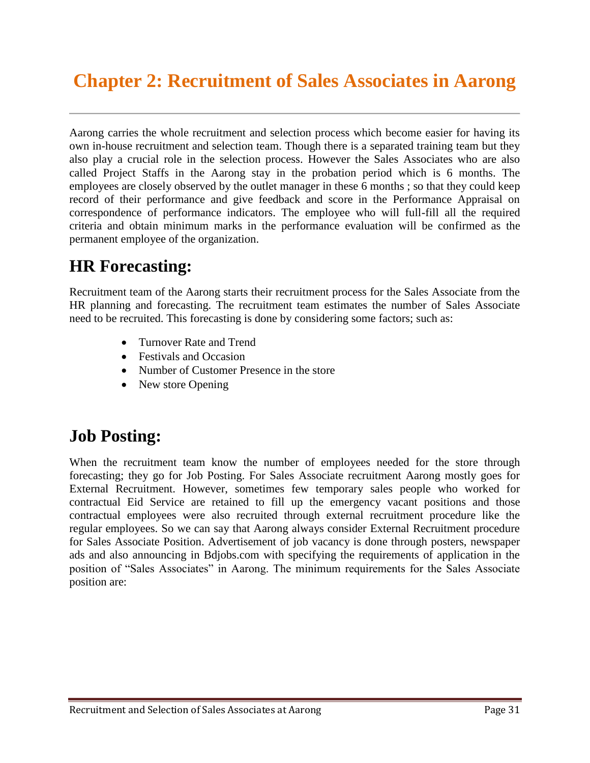# Chapter 2: Recruitment of Sales Associates in Aarong

Aarong carries the whole recruitment and selection process which become easier for having its own in-house recruitment and selection team. Though there is a separated training team but they also play a crucial role in the selection process. However the Sales Associates who are also called Project Staffs in the Aarong stay in the probation period which is 6 months. The employees are closely observed by the outlet manager in these 6 months ; so that they could keep record of their performance and give feedback and score in the Performance Appraisal on correspondence of performance indicators. The employee who will full-fill all the required criteria and obtain minimum marks in the performance evaluation will be confirmed as the permanent employee of the organization.

## HR Forecasting:

Recruitment team of the Aarong starts their recruitment process for the Sales Associate from the HR planning and forecasting. The recruitment team estimates the number of Sales Associate need to be recruited. This forecasting is done by considering some factors; such as:

- Turnover Rate and Trend
- Festivals and Occasion
- Number of Customer Presence in the store
- New store Opening

## Job Posting:

When the recruitment team know the number of employees needed for the store through forecasting; they go for Job Posting. For Sales Associate recruitment Aarong mostly goes for External Recruitment. However, sometimes few temporary sales people who worked for contractual Eid Service are retained to fill up the emergency vacant positions and those contractual employees were also recruited through external recruitment procedure like the regular employees. So we can say that Aarong always consider External Recruitment procedure for Sales Associate Position. Advertisement of job vacancy is done through posters, newspaper ads and also announcing in Bdjobs.com with specifying the requirements of application in the position of "Sales Associates" in Aarong. The minimum requirements for the Sales Associate position are: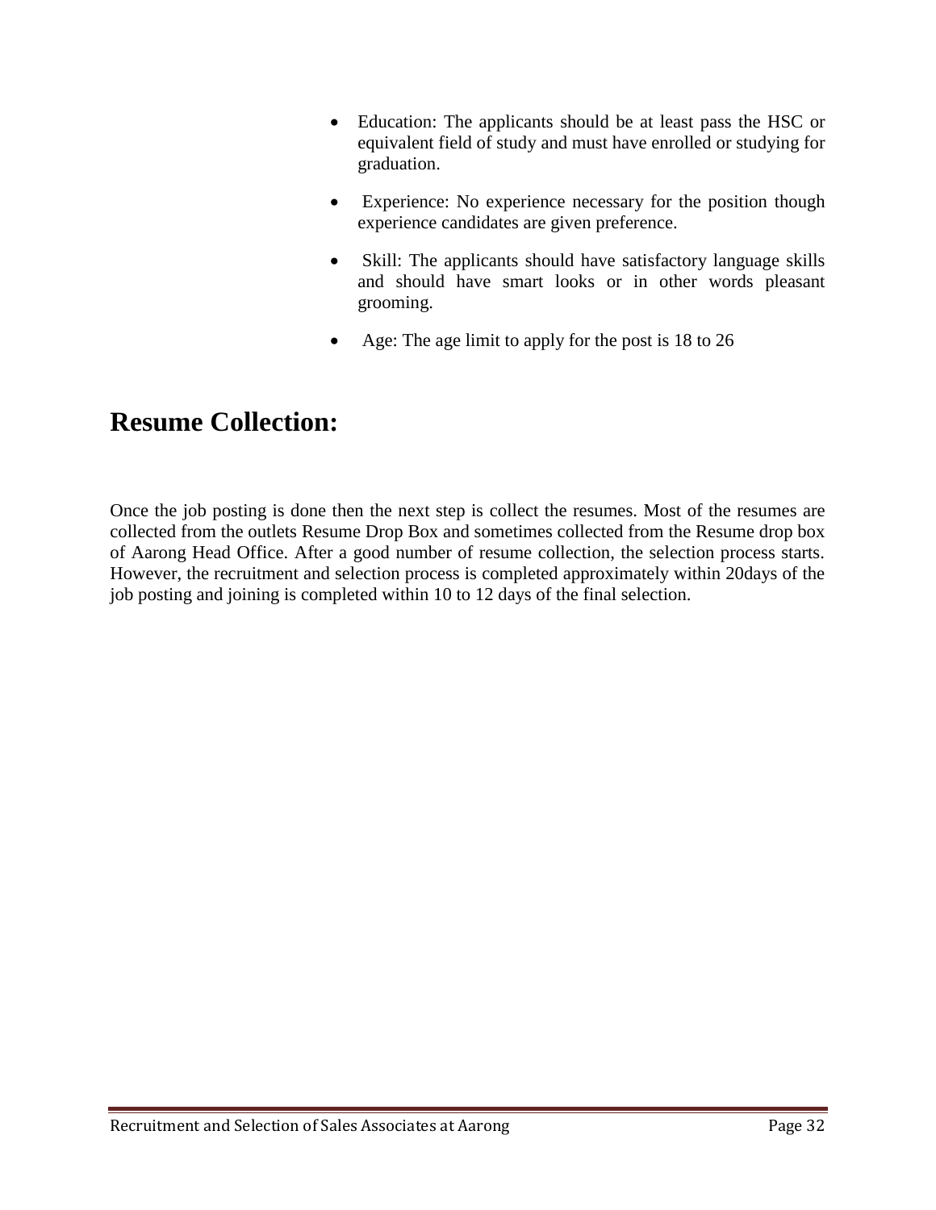- Education: The applicants should be at least pass the HSC or equivalent field of study and must have enrolled or studying for graduation.
- Experience: No experience necessary for the position though experience candidates are given preference.
- Skill: The applicants should have satisfactory language skills and should have smart looks or in other words pleasant grooming.
- Age: The age limit to apply for the post is 18 to 26

# Resume Collection:

Once the job posting is done then the next step is collect the resumes. Most of the resumes are collected from the outlets Resume Drop Box and sometimes collected from the Resume drop box of Aarong Head Office. After a good number of resume collection, the selection process starts. However, the recruitment and selection process is completed approximately within 20days of the job posting and joining is completed within 10 to 12 days of the final selection.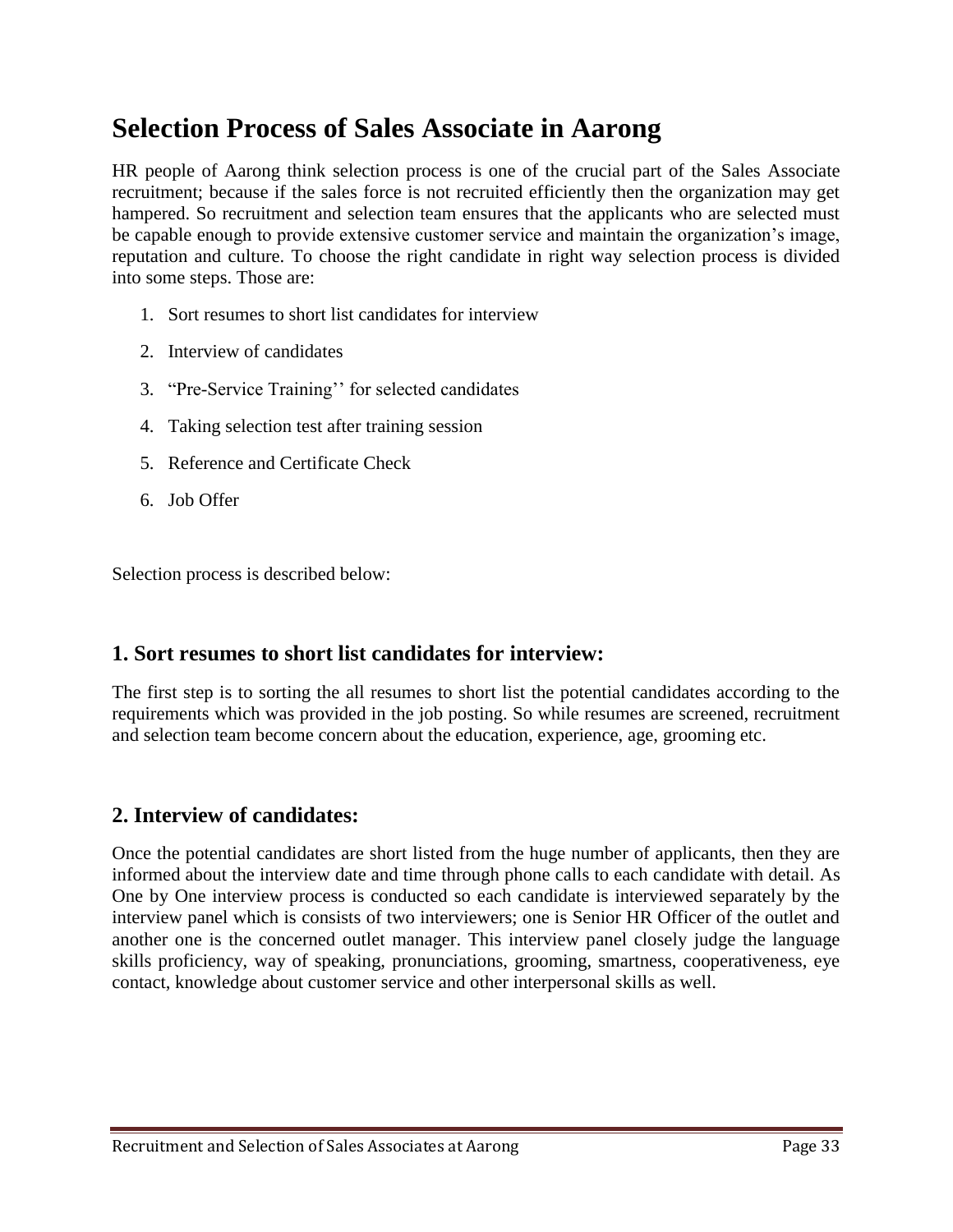# Selection Process of Sales Associate in Aarong

HR people of Aarong think selection process is one of the crucial part of the Sales Associate recruitment; because if the sales force is not recruited efficiently then the organization may get hampered. So recruitment and selection team ensures that the applicants who are selected must be capable enough to provide extensive customer service and maintain the organization's image, reputation and culture. To choose the right candidate in right way selection process is divided into some steps. Those are:

1. Sort resumes to short list candidates for interview
2. Interview of candidates
3. "Pre-Service Training'' for selected candidates
4. Taking selection test after training session
5. Reference and Certificate Check
6. Job Offer

Selection process is described below:

## 1. Sort resumes to short list candidates for interview:

The first step is to sorting the all resumes to short list the potential candidates according to the requirements which was provided in the job posting. So while resumes are screened, recruitment and selection team become concern about the education, experience, age, grooming etc.

## 2. Interview of candidates:

Once the potential candidates are short listed from the huge number of applicants, then they are informed about the interview date and time through phone calls to each candidate with detail. As One by One interview process is conducted so each candidate is interviewed separately by the interview panel which is consists of two interviewers; one is Senior HR Officer of the outlet and another one is the concerned outlet manager. This interview panel closely judge the language skills proficiency, way of speaking, pronunciations, grooming, smartness, cooperativeness, eye contact, knowledge about customer service and other interpersonal skills as well.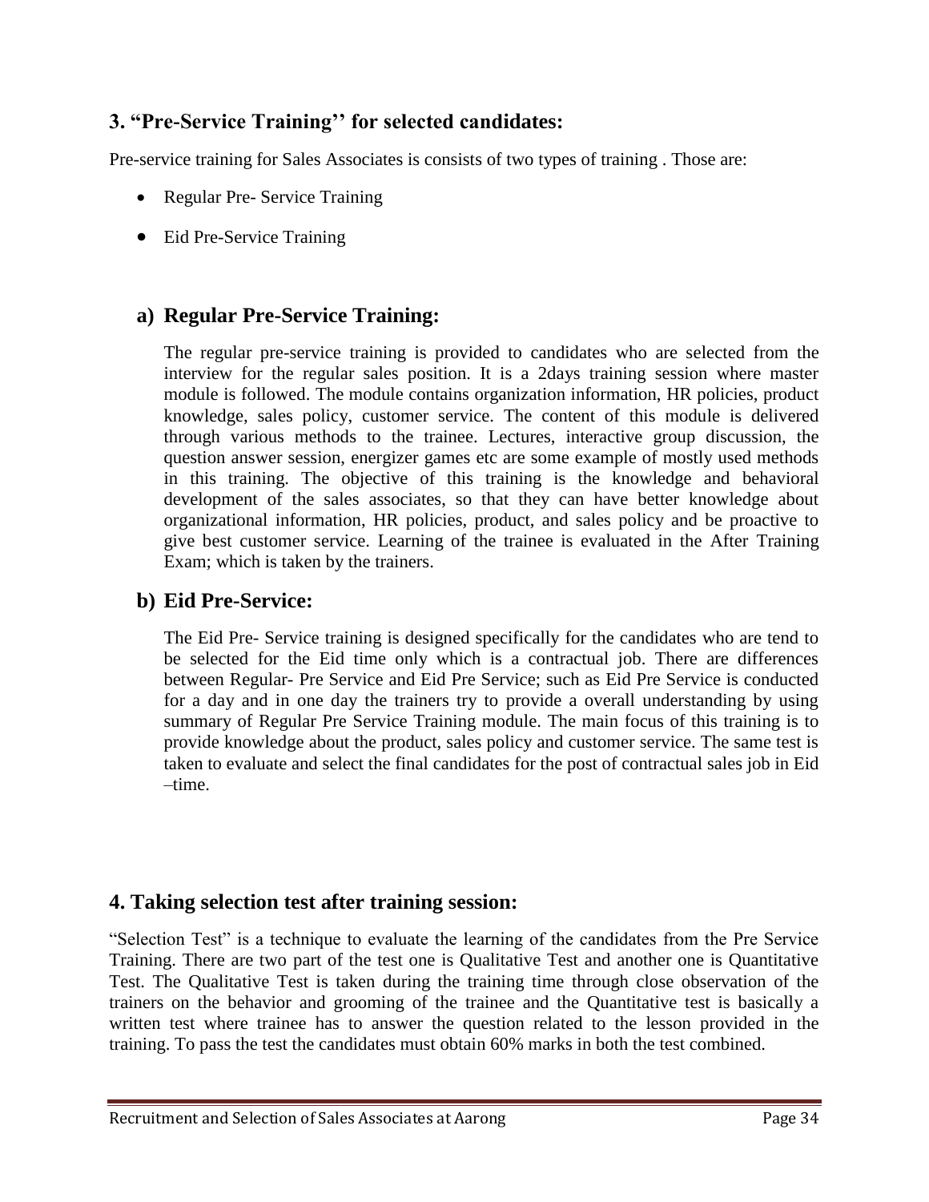## 3. “Pre-Service Training’’ for selected candidates:

Pre-service training for Sales Associates is consists of two types of training . Those are:

- Regular Pre- Service Training
- Eid Pre-Service Training

### a) Regular Pre-Service Training:

The regular pre-service training is provided to candidates who are selected from the interview for the regular sales position. It is a 2days training session where master module is followed. The module contains organization information, HR policies, product knowledge, sales policy, customer service. The content of this module is delivered through various methods to the trainee. Lectures, interactive group discussion, the question answer session, energizer games etc are some example of mostly used methods in this training. The objective of this training is the knowledge and behavioral development of the sales associates, so that they can have better knowledge about organizational information, HR policies, product, and sales policy and be proactive to give best customer service. Learning of the trainee is evaluated in the After Training Exam; which is taken by the trainers.

### b) Eid Pre-Service:

The Eid Pre- Service training is designed specifically for the candidates who are tend to be selected for the Eid time only which is a contractual job. There are differences between Regular- Pre Service and Eid Pre Service; such as Eid Pre Service is conducted for a day and in one day the trainers try to provide a overall understanding by using summary of Regular Pre Service Training module. The main focus of this training is to provide knowledge about the product, sales policy and customer service. The same test is taken to evaluate and select the final candidates for the post of contractual sales job in Eid –time.

## 4. Taking selection test after training session:

“Selection Test” is a technique to evaluate the learning of the candidates from the Pre Service Training. There are two part of the test one is Qualitative Test and another one is Quantitative Test. The Qualitative Test is taken during the training time through close observation of the trainers on the behavior and grooming of the trainee and the Quantitative test is basically a written test where trainee has to answer the question related to the lesson provided in the training. To pass the test the candidates must obtain 60% marks in both the test combined.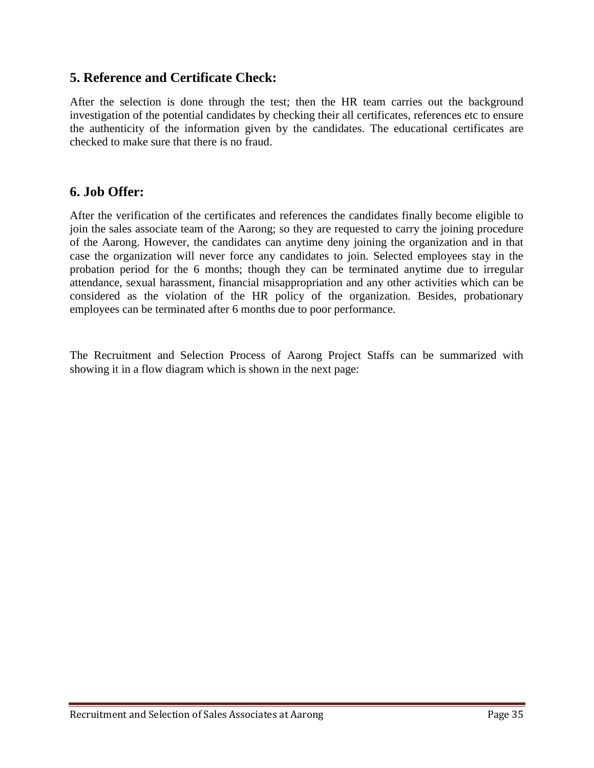## 5. Reference and Certificate Check:

After the selection is done through the test; then the HR team carries out the background investigation of the potential candidates by checking their all certificates, references etc to ensure the authenticity of the information given by the candidates. The educational certificates are checked to make sure that there is no fraud.

## 6. Job Offer:

After the verification of the certificates and references the candidates finally become eligible to join the sales associate team of the Aarong; so they are requested to carry the joining procedure of the Aarong. However, the candidates can anytime deny joining the organization and in that case the organization will never force any candidates to join. Selected employees stay in the probation period for the 6 months; though they can be terminated anytime due to irregular attendance, sexual harassment, financial misappropriation and any other activities which can be considered as the violation of the HR policy of the organization. Besides, probationary employees can be terminated after 6 months due to poor performance.

The Recruitment and Selection Process of Aarong Project Staffs can be summarized with showing it in a flow diagram which is shown in the next page: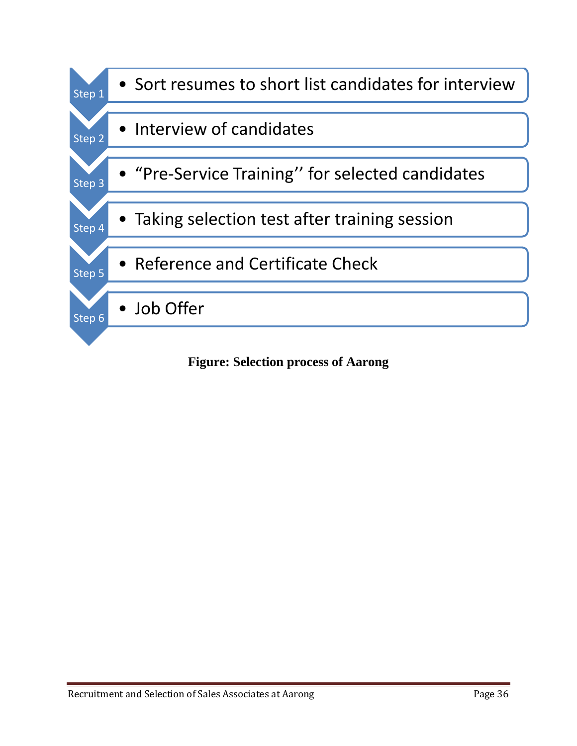- Step 1: Sort resumes to short list candidates for interview
- Step 2: Interview of candidates
- Step 3: "Pre-Service Training'' for selected candidates
- Step 4: Taking selection test after training session
- Step 5: Reference and Certificate Check
- Step 6: Job Offer

**Figure: Selection process of Aarong**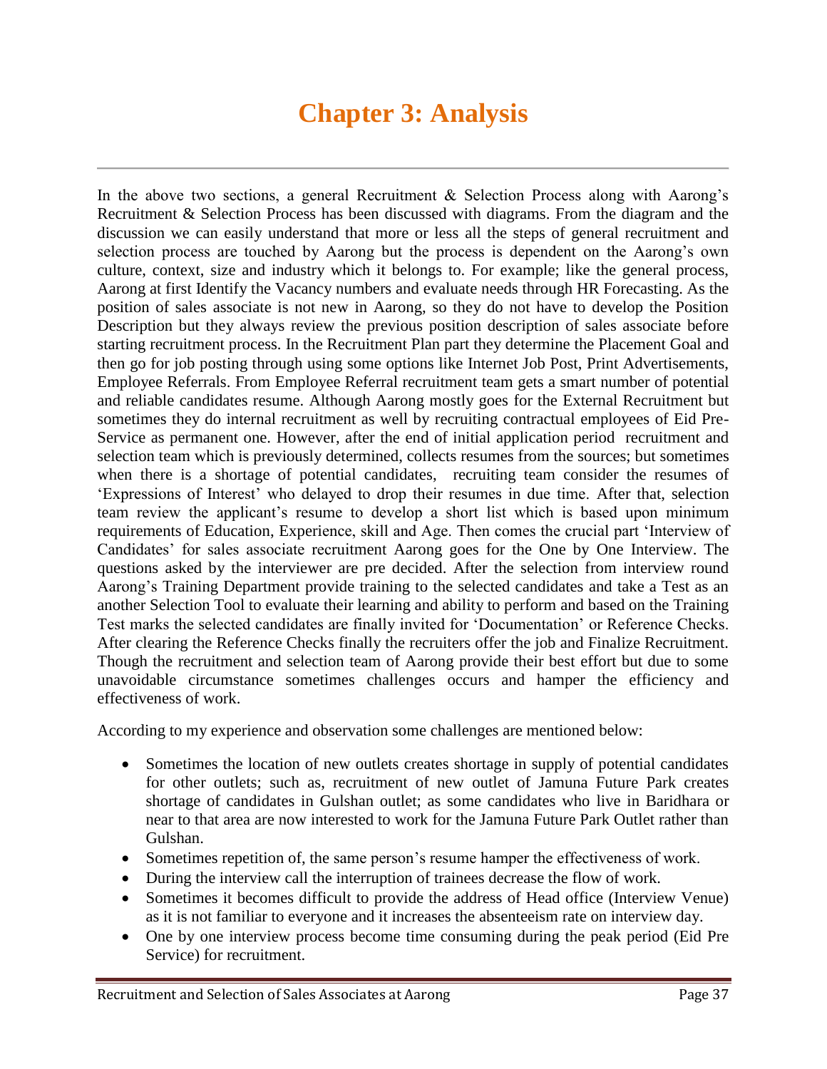# Chapter 3: Analysis

In the above two sections, a general Recruitment & Selection Process along with Aarong's Recruitment & Selection Process has been discussed with diagrams. From the diagram and the discussion we can easily understand that more or less all the steps of general recruitment and selection process are touched by Aarong but the process is dependent on the Aarong's own culture, context, size and industry which it belongs to. For example; like the general process, Aarong at first Identify the Vacancy numbers and evaluate needs through HR Forecasting. As the position of sales associate is not new in Aarong, so they do not have to develop the Position Description but they always review the previous position description of sales associate before starting recruitment process. In the Recruitment Plan part they determine the Placement Goal and then go for job posting through using some options like Internet Job Post, Print Advertisements, Employee Referrals. From Employee Referral recruitment team gets a smart number of potential and reliable candidates resume. Although Aarong mostly goes for the External Recruitment but sometimes they do internal recruitment as well by recruiting contractual employees of Eid Pre-Service as permanent one. However, after the end of initial application period recruitment and selection team which is previously determined, collects resumes from the sources; but sometimes when there is a shortage of potential candidates, recruiting team consider the resumes of 'Expressions of Interest' who delayed to drop their resumes in due time. After that, selection team review the applicant's resume to develop a short list which is based upon minimum requirements of Education, Experience, skill and Age. Then comes the crucial part 'Interview of Candidates' for sales associate recruitment Aarong goes for the One by One Interview. The questions asked by the interviewer are pre decided. After the selection from interview round Aarong's Training Department provide training to the selected candidates and take a Test as an another Selection Tool to evaluate their learning and ability to perform and based on the Training Test marks the selected candidates are finally invited for 'Documentation' or Reference Checks. After clearing the Reference Checks finally the recruiters offer the job and Finalize Recruitment. Though the recruitment and selection team of Aarong provide their best effort but due to some unavoidable circumstance sometimes challenges occurs and hamper the efficiency and effectiveness of work.

According to my experience and observation some challenges are mentioned below:

- Sometimes the location of new outlets creates shortage in supply of potential candidates for other outlets; such as, recruitment of new outlet of Jamuna Future Park creates shortage of candidates in Gulshan outlet; as some candidates who live in Baridhara or near to that area are now interested to work for the Jamuna Future Park Outlet rather than Gulshan.
- Sometimes repetition of, the same person's resume hamper the effectiveness of work.
- During the interview call the interruption of trainees decrease the flow of work.
- Sometimes it becomes difficult to provide the address of Head office (Interview Venue) as it is not familiar to everyone and it increases the absenteeism rate on interview day.
- One by one interview process become time consuming during the peak period (Eid Pre Service) for recruitment.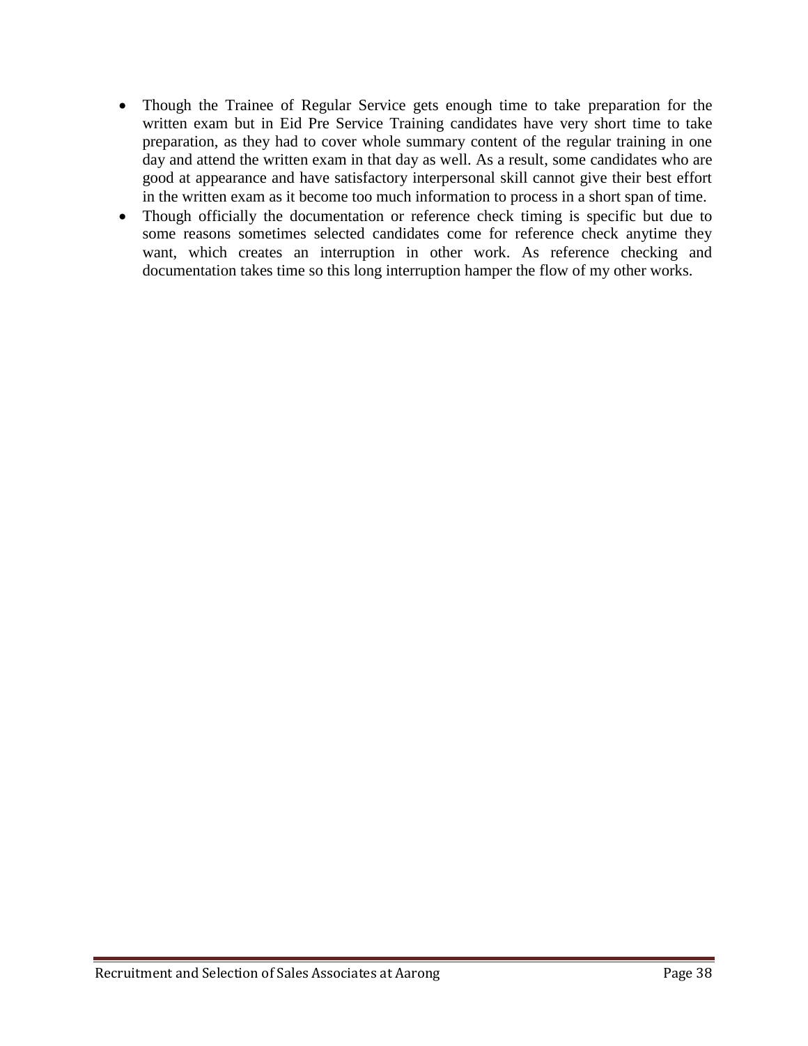- Though the Trainee of Regular Service gets enough time to take preparation for the written exam but in Eid Pre Service Training candidates have very short time to take preparation, as they had to cover whole summary content of the regular training in one day and attend the written exam in that day as well. As a result, some candidates who are good at appearance and have satisfactory interpersonal skill cannot give their best effort in the written exam as it become too much information to process in a short span of time.
- Though officially the documentation or reference check timing is specific but due to some reasons sometimes selected candidates come for reference check anytime they want, which creates an interruption in other work. As reference checking and documentation takes time so this long interruption hamper the flow of my other works.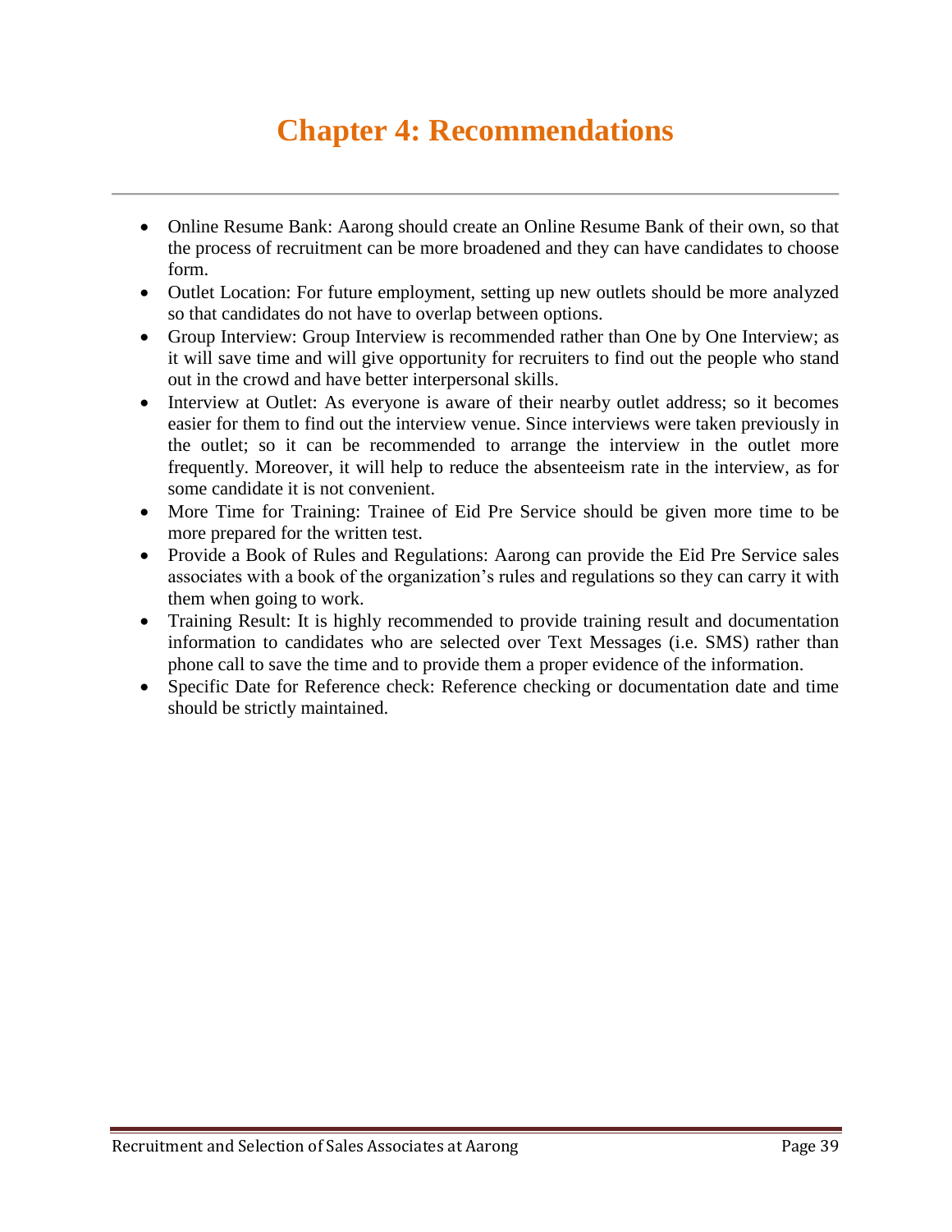# Chapter 4: Recommendations

- Online Resume Bank: Aarong should create an Online Resume Bank of their own, so that the process of recruitment can be more broadened and they can have candidates to choose form.
- Outlet Location: For future employment, setting up new outlets should be more analyzed so that candidates do not have to overlap between options.
- Group Interview: Group Interview is recommended rather than One by One Interview; as it will save time and will give opportunity for recruiters to find out the people who stand out in the crowd and have better interpersonal skills.
- Interview at Outlet: As everyone is aware of their nearby outlet address; so it becomes easier for them to find out the interview venue. Since interviews were taken previously in the outlet; so it can be recommended to arrange the interview in the outlet more frequently. Moreover, it will help to reduce the absenteeism rate in the interview, as for some candidate it is not convenient.
- More Time for Training: Trainee of Eid Pre Service should be given more time to be more prepared for the written test.
- Provide a Book of Rules and Regulations: Aarong can provide the Eid Pre Service sales associates with a book of the organization's rules and regulations so they can carry it with them when going to work.
- Training Result: It is highly recommended to provide training result and documentation information to candidates who are selected over Text Messages (i.e. SMS) rather than phone call to save the time and to provide them a proper evidence of the information.
- Specific Date for Reference check: Reference checking or documentation date and time should be strictly maintained.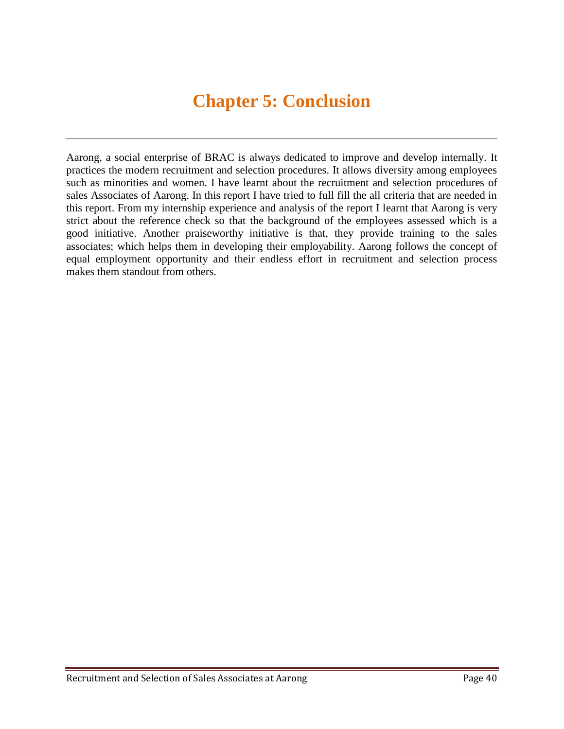# Chapter 5: Conclusion

Aarong, a social enterprise of BRAC is always dedicated to improve and develop internally. It practices the modern recruitment and selection procedures. It allows diversity among employees such as minorities and women. I have learnt about the recruitment and selection procedures of sales Associates of Aarong. In this report I have tried to full fill the all criteria that are needed in this report. From my internship experience and analysis of the report I learnt that Aarong is very strict about the reference check so that the background of the employees assessed which is a good initiative. Another praiseworthy initiative is that, they provide training to the sales associates; which helps them in developing their employability. Aarong follows the concept of equal employment opportunity and their endless effort in recruitment and selection process makes them standout from others.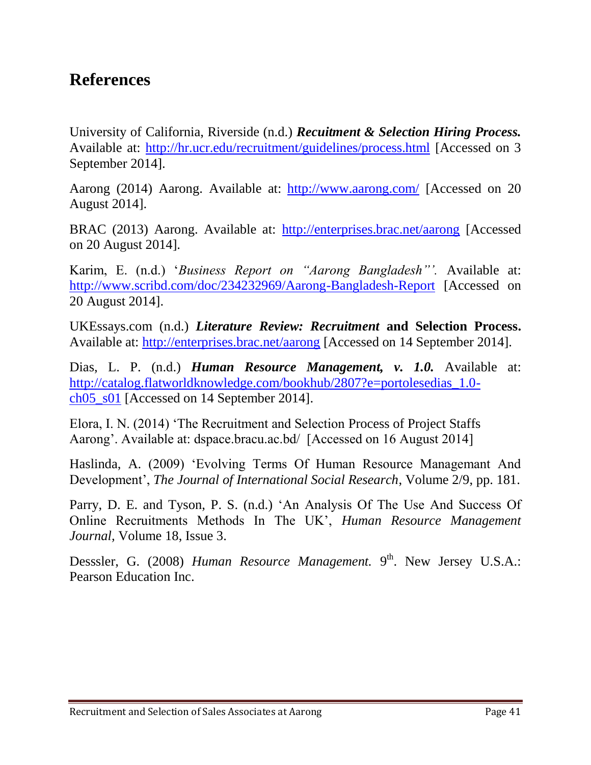# References

University of California, Riverside (n.d.) ***Recuitment & Selection Hiring Process.*** Available at: http://hr.ucr.edu/recruitment/guidelines/process.html [Accessed on 3 September 2014].

Aarong (2014) Aarong. Available at: http://www.aarong.com/ [Accessed on 20 August 2014].

BRAC (2013) Aarong. Available at: http://enterprises.brac.net/aarong [Accessed on 20 August 2014].

Karim, E. (n.d.) '*Business Report on "Aarong Bangladesh"'.* Available at: http://www.scribd.com/doc/234232969/Aarong-Bangladesh-Report [Accessed on 20 August 2014].

UKEssays.com (n.d.) ***Literature Review: Recruitment* and Selection Process.** Available at: http://enterprises.brac.net/aarong [Accessed on 14 September 2014].

Dias, L. P. (n.d.) ***Human Resource Management, v. 1.0.*** Available at: http://catalog.flatworldknowledge.com/bookhub/2807?e=portolesedias_1.0-ch05_s01 [Accessed on 14 September 2014].

Elora, I. N. (2014) 'The Recruitment and Selection Process of Project Staffs Aarong'. Available at: dspace.bracu.ac.bd/ [Accessed on 16 August 2014]

Haslinda, A. (2009) 'Evolving Terms Of Human Resource Managemant And Development', *The Journal of International Social Research*, Volume 2/9, pp. 181.

Parry, D. E. and Tyson, P. S. (n.d.) 'An Analysis Of The Use And Success Of Online Recruitments Methods In The UK', *Human Resource Management Journal,* Volume 18, Issue 3.

Desssler, G. (2008) *Human Resource Management.* 9th. New Jersey U.S.A.: Pearson Education Inc.